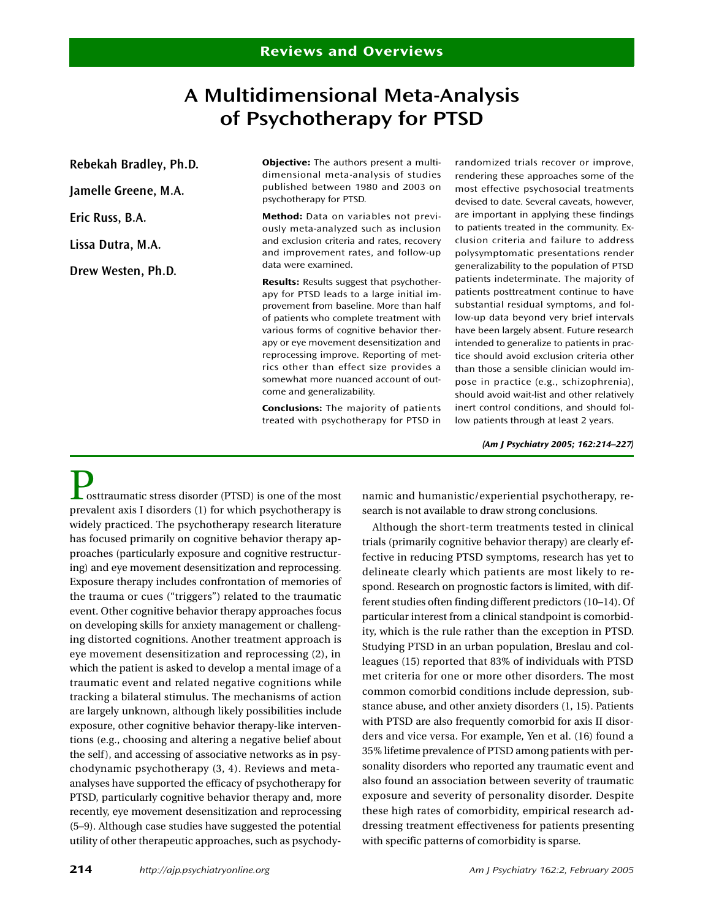Reviews and Overviews

# A Multidimensional Meta-Analysis of Psychotherapy for PTSD

**Rebekah Bradley, Ph.D.**

**Jamelle Greene, M.A.**

**Eric Russ, B.A.**

**Lissa Dutra, M.A.**

**Drew Westen, Ph.D.**

**Objective:** The authors present a multidimensional meta-analysis of studies published between 1980 and 2003 on psychotherapy for PTSD.

**Method:** Data on variables not previously meta-analyzed such as inclusion and exclusion criteria and rates, recovery and improvement rates, and follow-up data were examined.

**Results:** Results suggest that psychotherapy for PTSD leads to a large initial improvement from baseline. More than half of patients who complete treatment with various forms of cognitive behavior therapy or eye movement desensitization and reprocessing improve. Reporting of metrics other than effect size provides a somewhat more nuanced account of outcome and generalizability.

**Conclusions:** The majority of patients treated with psychotherapy for PTSD in randomized trials recover or improve, rendering these approaches some of the most effective psychosocial treatments devised to date. Several caveats, however, are important in applying these findings to patients treated in the community. Exclusion criteria and failure to address polysymptomatic presentations render generalizability to the population of PTSD patients indeterminate. The majority of patients posttreatment continue to have substantial residual symptoms, and follow-up data beyond very brief intervals have been largely absent. Future research intended to generalize to patients in practice should avoid exclusion criteria other than those a sensible clinician would impose in practice (e.g., schizophrenia), should avoid wait-list and other relatively inert control conditions, and should follow patients through at least 2 years.

*(Am J Psychiatry 2005; 162:214–227)*

Posttraumatic stress disorder (PTSD) is one of the most prevalent axis I disorders (1) for which psychotherapy is widely practiced. The psychotherapy research literature has focused primarily on cognitive behavior therapy approaches (particularly exposure and cognitive restructuring) and eye movement desensitization and reprocessing. Exposure therapy includes confrontation of memories of the trauma or cues ("triggers") related to the traumatic event. Other cognitive behavior therapy approaches focus on developing skills for anxiety management or challenging distorted cognitions. Another treatment approach is eye movement desensitization and reprocessing (2), in which the patient is asked to develop a mental image of a traumatic event and related negative cognitions while tracking a bilateral stimulus. The mechanisms of action are largely unknown, although likely possibilities include exposure, other cognitive behavior therapy-like interventions (e.g., choosing and altering a negative belief about the self), and accessing of associative networks as in psychodynamic psychotherapy (3, 4). Reviews and meta-analyses have supported the efficacy of psychotherapy for PTSD, particularly cognitive behavior therapy and, more recently, eye movement desensitization and reprocessing (5–9). Although case studies have suggested the potential utility of other therapeutic approaches, such as psychodynamic and humanistic/experiential psychotherapy, research is not available to draw strong conclusions.

Although the short-term treatments tested in clinical trials (primarily cognitive behavior therapy) are clearly effective in reducing PTSD symptoms, research has yet to delineate clearly which patients are most likely to respond. Research on prognostic factors is limited, with different studies often finding different predictors (10–14). Of particular interest from a clinical standpoint is comorbidity, which is the rule rather than the exception in PTSD. Studying PTSD in an urban population, Breslau and colleagues (15) reported that 83% of individuals with PTSD met criteria for one or more other disorders. The most common comorbid conditions include depression, substance abuse, and other anxiety disorders (1, 15). Patients with PTSD are also frequently comorbid for axis II disorders and vice versa. For example, Yen et al. (16) found a 35% lifetime prevalence of PTSD among patients with personality disorders who reported any traumatic event and also found an association between severity of traumatic exposure and severity of personality disorder. Despite these high rates of comorbidity, empirical research addressing treatment effectiveness for patients presenting with specific patterns of comorbidity is sparse.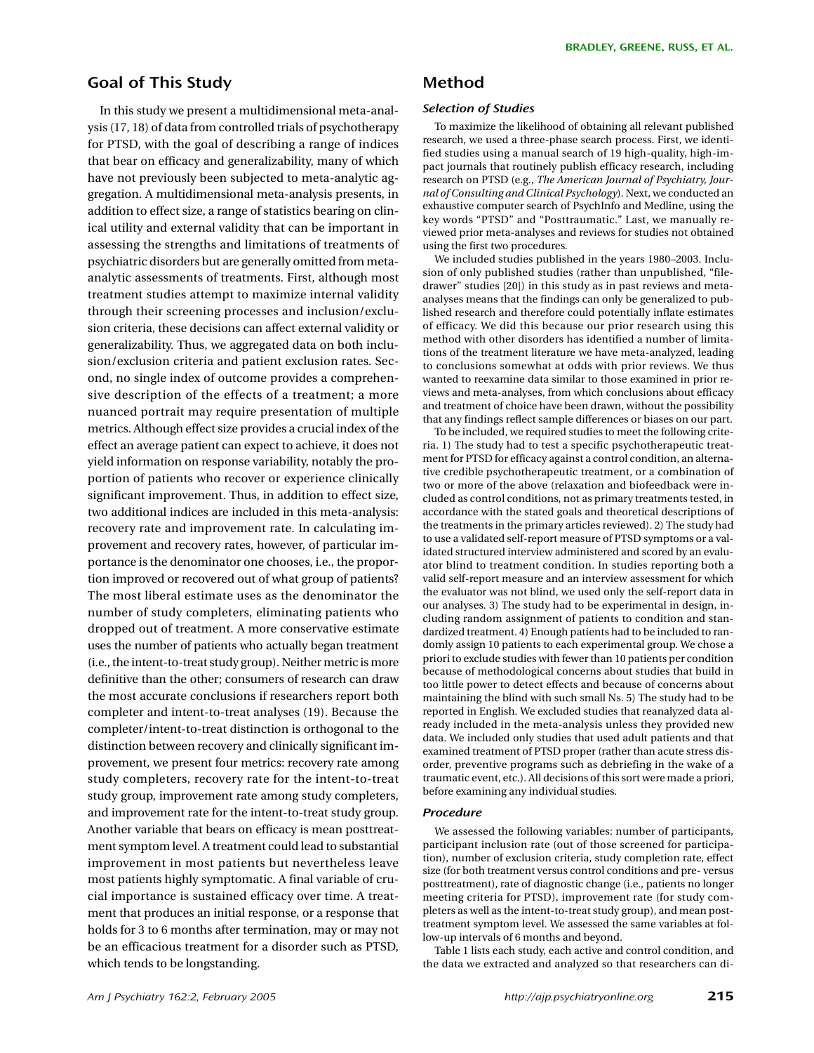## Goal of This Study

In this study we present a multidimensional meta-analysis (17, 18) of data from controlled trials of psychotherapy for PTSD, with the goal of describing a range of indices that bear on efficacy and generalizability, many of which have not previously been subjected to meta-analytic aggregation. A multidimensional meta-analysis presents, in addition to effect size, a range of statistics bearing on clinical utility and external validity that can be important in assessing the strengths and limitations of treatments of psychiatric disorders but are generally omitted from meta-analytic assessments of treatments. First, although most treatment studies attempt to maximize internal validity through their screening processes and inclusion/exclusion criteria, these decisions can affect external validity or generalizability. Thus, we aggregated data on both inclusion/exclusion criteria and patient exclusion rates. Second, no single index of outcome provides a comprehensive description of the effects of a treatment; a more nuanced portrait may require presentation of multiple metrics. Although effect size provides a crucial index of the effect an average patient can expect to achieve, it does not yield information on response variability, notably the proportion of patients who recover or experience clinically significant improvement. Thus, in addition to effect size, two additional indices are included in this meta-analysis: recovery rate and improvement rate. In calculating improvement and recovery rates, however, of particular importance is the denominator one chooses, i.e., the proportion improved or recovered out of what group of patients? The most liberal estimate uses as the denominator the number of study completers, eliminating patients who dropped out of treatment. A more conservative estimate uses the number of patients who actually began treatment (i.e., the intent-to-treat study group). Neither metric is more definitive than the other; consumers of research can draw the most accurate conclusions if researchers report both completer and intent-to-treat analyses (19). Because the completer/intent-to-treat distinction is orthogonal to the distinction between recovery and clinically significant improvement, we present four metrics: recovery rate among study completers, recovery rate for the intent-to-treat study group, improvement rate among study completers, and improvement rate for the intent-to-treat study group. Another variable that bears on efficacy is mean posttreatment symptom level. A treatment could lead to substantial improvement in most patients but nevertheless leave most patients highly symptomatic. A final variable of crucial importance is sustained efficacy over time. A treatment that produces an initial response, or a response that holds for 3 to 6 months after termination, may or may not be an efficacious treatment for a disorder such as PTSD, which tends to be longstanding.

## Method

### *Selection of Studies*

To maximize the likelihood of obtaining all relevant published research, we used a three-phase search process. First, we identified studies using a manual search of 19 high-quality, high-impact journals that routinely publish efficacy research, including research on PTSD (e.g., *The American Journal of Psychiatry, Journal of Consulting and Clinical Psychology*). Next, we conducted an exhaustive computer search of PsychInfo and Medline, using the key words "PTSD" and "Posttraumatic." Last, we manually reviewed prior meta-analyses and reviews for studies not obtained using the first two procedures.

We included studies published in the years 1980–2003. Inclusion of only published studies (rather than unpublished, "file-drawer" studies [20]) in this study as in past reviews and meta-analyses means that the findings can only be generalized to published research and therefore could potentially inflate estimates of efficacy. We did this because our prior research using this method with other disorders has identified a number of limitations of the treatment literature we have meta-analyzed, leading to conclusions somewhat at odds with prior reviews. We thus wanted to reexamine data similar to those examined in prior reviews and meta-analyses, from which conclusions about efficacy and treatment of choice have been drawn, without the possibility that any findings reflect sample differences or biases on our part.

To be included, we required studies to meet the following criteria. 1) The study had to test a specific psychotherapeutic treatment for PTSD for efficacy against a control condition, an alternative credible psychotherapeutic treatment, or a combination of two or more of the above (relaxation and biofeedback were included as control conditions, not as primary treatments tested, in accordance with the stated goals and theoretical descriptions of the treatments in the primary articles reviewed). 2) The study had to use a validated self-report measure of PTSD symptoms or a validated structured interview administered and scored by an evaluator blind to treatment condition. In studies reporting both a valid self-report measure and an interview assessment for which the evaluator was not blind, we used only the self-report data in our analyses. 3) The study had to be experimental in design, including random assignment of patients to condition and standardized treatment. 4) Enough patients had to be included to randomly assign 10 patients to each experimental group. We chose a priori to exclude studies with fewer than 10 patients per condition because of methodological concerns about studies that build in too little power to detect effects and because of concerns about maintaining the blind with such small Ns. 5) The study had to be reported in English. We excluded studies that reanalyzed data already included in the meta-analysis unless they provided new data. We included only studies that used adult patients and that examined treatment of PTSD proper (rather than acute stress disorder, preventive programs such as debriefing in the wake of a traumatic event, etc.). All decisions of this sort were made a priori, before examining any individual studies.

### *Procedure*

We assessed the following variables: number of participants, participant inclusion rate (out of those screened for participation), number of exclusion criteria, study completion rate, effect size (for both treatment versus control conditions and pre- versus posttreatment), rate of diagnostic change (i.e., patients no longer meeting criteria for PTSD), improvement rate (for study completers as well as the intent-to-treat study group), and mean posttreatment symptom level. We assessed the same variables at follow-up intervals of 6 months and beyond.

Table 1 lists each study, each active and control condition, and the data we extracted and analyzed so that researchers can di-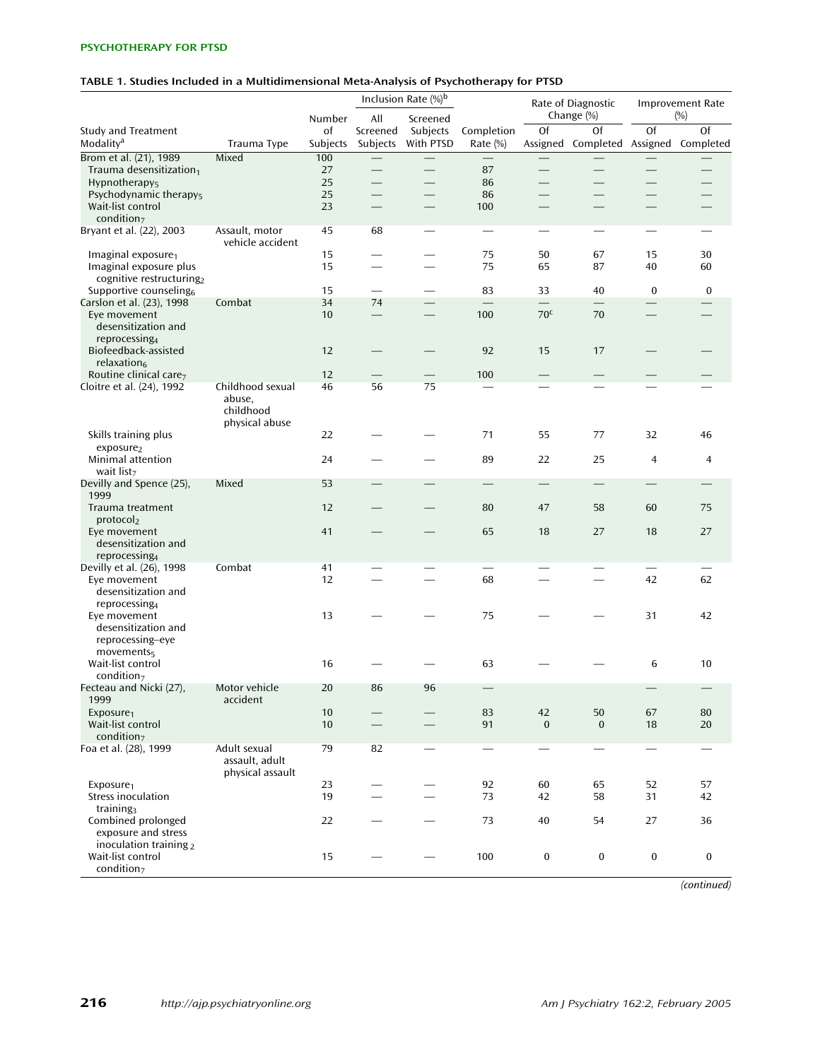**TABLE 1. Studies Included in a Multidimensional Meta-Analysis of Psychotherapy for PTSD**

| Study and Treatment Modality[a] | Trauma Type | Number of Subjects | Inclusion Rate (%)[b] | | Completion Rate (%) | Rate of Diagnostic Change (%) | | Improvement Rate (%) | |
|---|---|---|---|---|---|---|---|---|---|
| | | | All Screened Subjects | Screened Subjects With PTSD | | Of Assigned | Of Completed | Of Assigned | Of Completed |
| Brom et al. (21), 1989 | Mixed | 100 | — | — | — | — | — | — | — |
| Trauma desensitization$_1$ | | 27 | — | — | 87 | — | — | — | — |
| Hypnotherapy$_5$ | | 25 | — | — | 86 | — | — | — | — |
| Psychodynamic therapy$_5$ | | 25 | — | — | 86 | — | — | — | — |
| Wait-list control condition$_7$ | | 23 | — | — | 100 | — | — | — | — |
| Bryant et al. (22), 2003 | Assault, motor vehicle accident | 45 | 68 | — | — | — | — | — | — |
| Imaginal exposure$_1$ | | 15 | — | — | 75 | 50 | 67 | 15 | 30 |
| Imaginal exposure plus cognitive restructuring$_2$ | | 15 | — | — | 75 | 65 | 87 | 40 | 60 |
| Supportive counseling$_6$ | | 15 | — | — | 83 | 33 | 40 | 0 | 0 |
| Carslon et al. (23), 1998 | Combat | 34 | 74 | — | — | — | — | — | — |
| Eye movement desensitization and reprocessing$_4$ | | 10 | — | — | 100 | 70[c] | 70 | — | — |
| Biofeedback-assisted relaxation$_6$ | | 12 | — | — | 92 | 15 | 17 | — | — |
| Routine clinical care$_7$ | | 12 | — | — | 100 | — | — | — | — |
| Cloitre et al. (24), 1992 | Childhood sexual abuse, childhood physical abuse | 46 | 56 | 75 | — | — | — | — | — |
| Skills training plus exposure$_2$ | | 22 | — | — | 71 | 55 | 77 | 32 | 46 |
| Minimal attention wait list$_7$ | | 24 | — | — | 89 | 22 | 25 | 4 | 4 |
| Devilly and Spence (25), 1999 | Mixed | 53 | — | — | — | — | — | — | — |
| Trauma treatment protocol$_2$ | | 12 | — | — | 80 | 47 | 58 | 60 | 75 |
| Eye movement desensitization and reprocessing$_4$ | | 41 | — | — | 65 | 18 | 27 | 18 | 27 |
| Devilly et al. (26), 1998 | Combat | 41 | — | — | — | — | — | — | — |
| Eye movement desensitization and reprocessing$_4$ | | 12 | — | — | 68 | — | — | 42 | 62 |
| Eye movement desensitization and reprocessing–eye movements$_5$ | | 13 | — | — | 75 | — | — | 31 | 42 |
| Wait-list control condition$_7$ | | 16 | — | — | 63 | — | — | 6 | 10 |
| Fecteau and Nicki (27), 1999 | Motor vehicle accident | 20 | 86 | 96 | — | | | — | — |
| Exposure$_1$ | | 10 | — | — | 83 | 42 | 50 | 67 | 80 |
| Wait-list control condition$_7$ | | 10 | — | — | 91 | 0 | 0 | 18 | 20 |
| Foa et al. (28), 1999 | Adult sexual assault, adult physical assault | 79 | 82 | — | — | — | — | — | — |
| Exposure$_1$ | | 23 | — | — | 92 | 60 | 65 | 52 | 57 |
| Stress inoculation training$_3$ | | 19 | — | — | 73 | 42 | 58 | 31 | 42 |
| Combined prolonged exposure and stress inoculation training$_2$ | | 22 | — | — | 73 | 40 | 54 | 27 | 36 |
| Wait-list control condition$_7$ | | 15 | — | — | 100 | 0 | 0 | 0 | 0 |

*(continued)*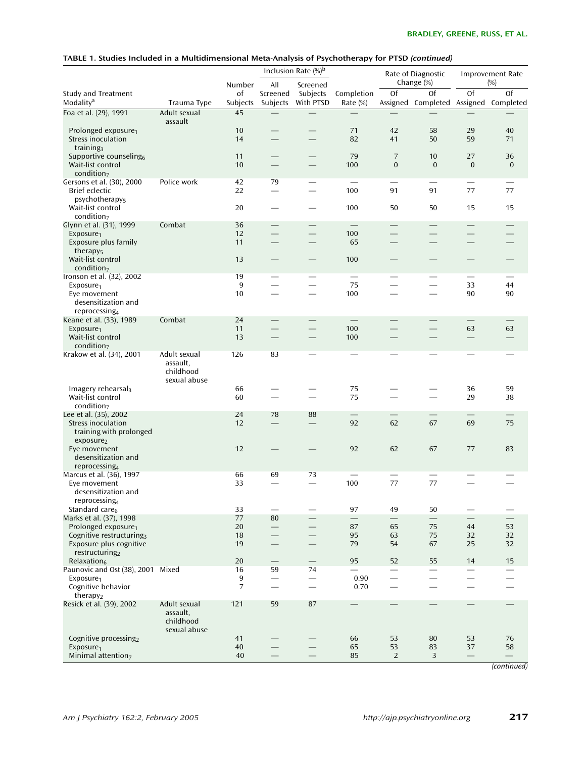**TABLE 1. Studies Included in a Multidimensional Meta-Analysis of Psychotherapy for PTSD *(continued)***

| Study and Treatment Modality[a] | Trauma Type | Number of Subjects | Inclusion Rate (%)[b] All Screened Subjects | Inclusion Rate (%)[b] Screened Subjects With PTSD | Completion Rate (%) | Rate of Diagnostic Change (%) Of Assigned | Rate of Diagnostic Change (%) Of Completed | Improvement Rate (%) Of Assigned | Improvement Rate (%) Of Completed |
|---|---|---|---|---|---|---|---|---|---|
| Foa et al. (29), 1991 | Adult sexual assault | 45 | — | — | — | — | — | — | — |
| Prolonged exposure$_1$ | | 10 | — | — | 71 | 42 | 58 | 29 | 40 |
| Stress inoculation training$_3$ | | 14 | — | — | 82 | 41 | 50 | 59 | 71 |
| Supportive counseling$_6$ | | 11 | — | — | 79 | 7 | 10 | 27 | 36 |
| Wait-list control condition$_7$ | | 10 | — | — | 100 | 0 | 0 | 0 | 0 |
| Gersons et al. (30), 2000 | Police work | 42 | 79 | — | — | — | — | — | — |
| Brief eclectic psychotherapy$_5$ | | 22 | — | — | 100 | 91 | 91 | 77 | 77 |
| Wait-list control condition$_7$ | | 20 | — | — | 100 | 50 | 50 | 15 | 15 |
| Glynn et al. (31), 1999 | Combat | 36 | — | — | — | — | — | — | — |
| Exposure$_1$ | | 12 | — | — | 100 | — | — | — | — |
| Exposure plus family therapy$_5$ | | 11 | — | — | 65 | — | — | — | — |
| Wait-list control condition$_7$ | | 13 | — | — | 100 | — | — | — | — |
| Ironson et al. (32), 2002 | | 19 | — | — | — | — | — | — | — |
| Exposure$_1$ | | 9 | — | — | 75 | — | — | 33 | 44 |
| Eye movement desensitization and reprocessing$_4$ | | 10 | — | — | 100 | — | — | 90 | 90 |
| Keane et al. (33), 1989 | Combat | 24 | — | — | — | — | — | — | — |
| Exposure$_1$ | | 11 | — | — | 100 | — | — | 63 | 63 |
| Wait-list control condition$_7$ | | 13 | — | — | 100 | — | — | — | — |
| Krakow et al. (34), 2001 | Adult sexual assault, childhood sexual abuse | 126 | 83 | — | — | — | — | — | — |
| Imagery rehearsal$_3$ | | 66 | — | — | 75 | — | — | 36 | 59 |
| Wait-list control condition$_7$ | | 60 | — | — | 75 | — | — | 29 | 38 |
| Lee et al. (35), 2002 | | 24 | 78 | 88 | — | — | — | — | — |
| Stress inoculation training with prolonged exposure$_2$ | | 12 | — | — | 92 | 62 | 67 | 69 | 75 |
| Eye movement desensitization and reprocessing$_4$ | | 12 | — | — | 92 | 62 | 67 | 77 | 83 |
| Marcus et al. (36), 1997 | | 66 | 69 | 73 | — | — | — | — | — |
| Eye movement desensitization and reprocessing$_4$ | | 33 | — | — | 100 | 77 | 77 | — | — |
| Standard care$_6$ | | 33 | — | — | 97 | 49 | 50 | — | — |
| Marks et al. (37), 1998 | | 77 | 80 | — | — | — | — | — | — |
| Prolonged exposure$_1$ | | 20 | — | — | 87 | 65 | 75 | 44 | 53 |
| Cognitive restructuring$_3$ | | 18 | — | — | 95 | 63 | 75 | 32 | 32 |
| Exposure plus cognitive restructuring$_2$ | | 19 | — | — | 79 | 54 | 67 | 25 | 32 |
| Relaxation$_6$ | | 20 | — | — | 95 | 52 | 55 | 14 | 15 |
| Paunovic and Ost (38), 2001 | Mixed | 16 | 59 | 74 | — | — | — | — | — |
| Exposure$_1$ | | 9 | — | — | 0.90 | — | — | — | — |
| Cognitive behavior therapy$_2$ | | 7 | — | — | 0.70 | — | — | — | — |
| Resick et al. (39), 2002 | Adult sexual assault, childhood sexual abuse | 121 | 59 | 87 | — | — | — | — | — |
| Cognitive processing$_2$ | | 41 | — | — | 66 | 53 | 80 | 53 | 76 |
| Exposure$_1$ | | 40 | — | — | 65 | 53 | 83 | 37 | 58 |
| Minimal attention$_7$ | | 40 | — | — | 85 | 2 | 3 | — | — |

*(continued)*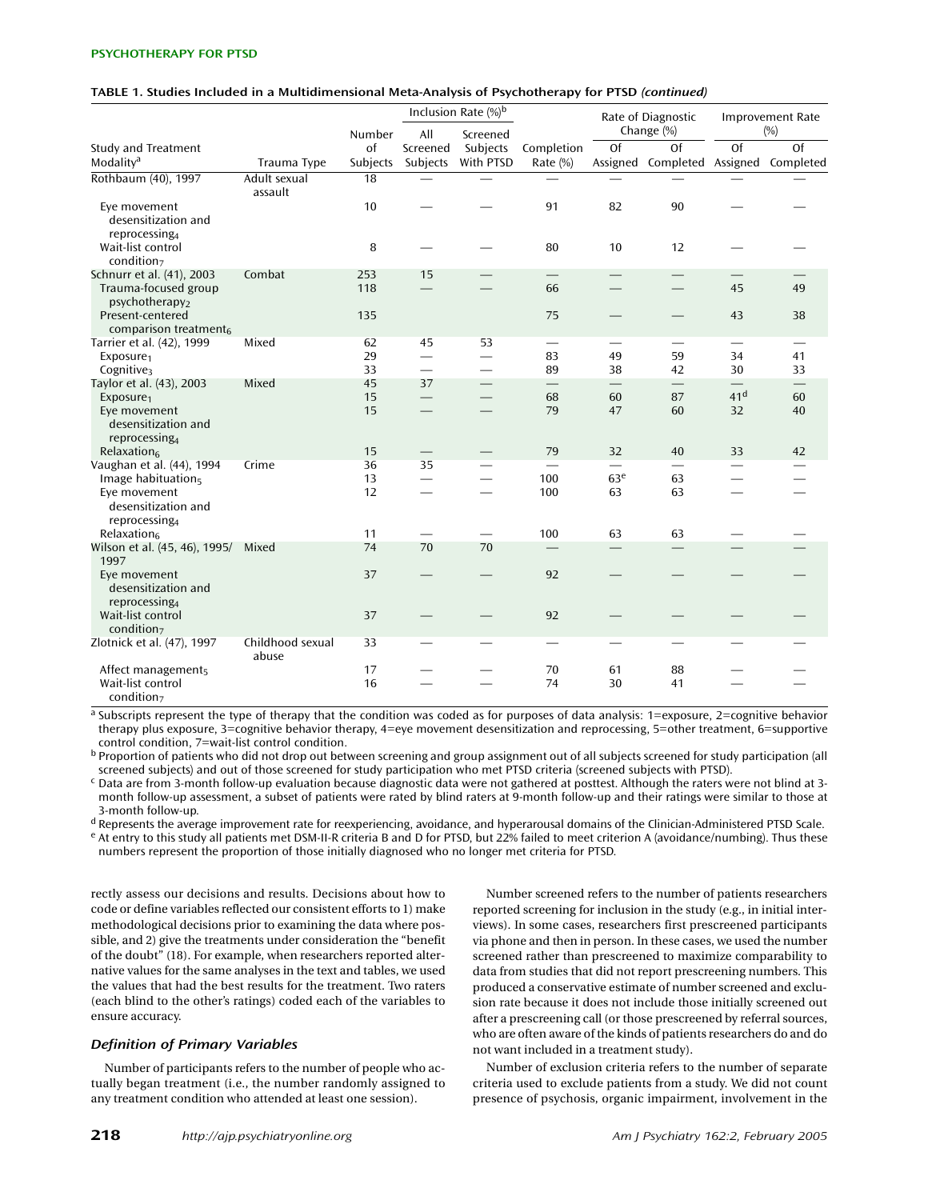**TABLE 1. Studies Included in a Multidimensional Meta-Analysis of Psychotherapy for PTSD *(continued)***

| Study and Treatment Modality[a] | Trauma Type | Number of Subjects | Inclusion Rate (%)[b] All Screened Subjects | Inclusion Rate (%)[b] Screened Subjects With PTSD | Completion Rate (%) | Rate of Diagnostic Change (%) Of Assigned | Rate of Diagnostic Change (%) Of Completed | Improvement Rate (%) Of Assigned | Improvement Rate (%) Of Completed |
|---|---|---|---|---|---|---|---|---|---|
| Rothbaum (40), 1997 | Adult sexual assault | 18 | — | — | — | — | — | — | — |
| Eye movement desensitization and reprocessing$_4$ | | 10 | — | — | 91 | 82 | 90 | — | — |
| Wait-list control condition$_7$ | | 8 | — | — | 80 | 10 | 12 | — | — |
| Schnurr et al. (41), 2003 | Combat | 253 | 15 | — | — | — | — | — | — |
| Trauma-focused group psychotherapy$_2$ | | 118 | — | — | 66 | — | — | 45 | 49 |
| Present-centered comparison treatment$_6$ | | 135 | | | 75 | — | — | 43 | 38 |
| Tarrier et al. (42), 1999 | Mixed | 62 | 45 | 53 | — | — | — | — | — |
| Exposure$_1$ | | 29 | — | — | 83 | 49 | 59 | 34 | 41 |
| Cognitive$_3$ | | 33 | — | — | 89 | 38 | 42 | 30 | 33 |
| Taylor et al. (43), 2003 | Mixed | 45 | 37 | — | — | — | — | — | — |
| Exposure$_1$ | | 15 | — | — | 68 | 60 | 87 | 41[d] | 60 |
| Eye movement desensitization and reprocessing$_4$ | | 15 | — | — | 79 | 47 | 60 | 32 | 40 |
| Relaxation$_6$ | | 15 | — | — | 79 | 32 | 40 | 33 | 42 |
| Vaughan et al. (44), 1994 | Crime | 36 | 35 | — | — | — | — | — | — |
| Image habituation$_5$ | | 13 | — | — | 100 | 63[e] | 63 | — | — |
| Eye movement desensitization and reprocessing$_4$ | | 12 | — | — | 100 | 63 | 63 | — | — |
| Relaxation$_6$ | | 11 | — | — | 100 | 63 | 63 | — | — |
| Wilson et al. (45, 46), 1995/1997 | Mixed | 74 | 70 | 70 | — | — | — | — | — |
| Eye movement desensitization and reprocessing$_4$ | | 37 | — | — | 92 | — | — | — | — |
| Wait-list control condition$_7$ | | 37 | — | — | 92 | — | — | — | — |
| Zlotnick et al. (47), 1997 | Childhood sexual abuse | 33 | — | — | — | — | — | — | — |
| Affect management$_5$ | | 17 | — | — | 70 | 61 | 88 | — | — |
| Wait-list control condition$_7$ | | 16 | — | — | 74 | 30 | 41 | — | — |

[a] Subscripts represent the type of therapy that the condition was coded as for purposes of data analysis: 1=exposure, 2=cognitive behavior therapy plus exposure, 3=cognitive behavior therapy, 4=eye movement desensitization and reprocessing, 5=other treatment, 6=supportive control condition, 7=wait-list control condition.

[b] Proportion of patients who did not drop out between screening and group assignment out of all subjects screened for study participation (all screened subjects) and out of those screened for study participation who met PTSD criteria (screened subjects with PTSD).

[c] Data are from 3-month follow-up evaluation because diagnostic data were not gathered at posttest. Although the raters were not blind at 3-month follow-up assessment, a subset of patients were rated by blind raters at 9-month follow-up and their ratings were similar to those at 3-month follow-up.

[d] Represents the average improvement rate for reexperiencing, avoidance, and hyperarousal domains of the Clinician-Administered PTSD Scale.

[e] At entry to this study all patients met DSM-II-R criteria B and D for PTSD, but 22% failed to meet criterion A (avoidance/numbing). Thus these numbers represent the proportion of those initially diagnosed who no longer met criteria for PTSD.

rectly assess our decisions and results. Decisions about how to code or define variables reflected our consistent efforts to 1) make methodological decisions prior to examining the data where possible, and 2) give the treatments under consideration the "benefit of the doubt" (18). For example, when researchers reported alternative values for the same analyses in the text and tables, we used the values that had the best results for the treatment. Two raters (each blind to the other's ratings) coded each of the variables to ensure accuracy.

### *Definition of Primary Variables*

Number of participants refers to the number of people who actually began treatment (i.e., the number randomly assigned to any treatment condition who attended at least one session).

Number screened refers to the number of patients researchers reported screening for inclusion in the study (e.g., in initial interviews). In some cases, researchers first prescreened participants via phone and then in person. In these cases, we used the number screened rather than prescreened to maximize comparability to data from studies that did not report prescreening numbers. This produced a conservative estimate of number screened and exclusion rate because it does not include those initially screened out after a prescreening call (or those prescreened by referral sources, who are often aware of the kinds of patients researchers do and do not want included in a treatment study).

Number of exclusion criteria refers to the number of separate criteria used to exclude patients from a study. We did not count presence of psychosis, organic impairment, involvement in the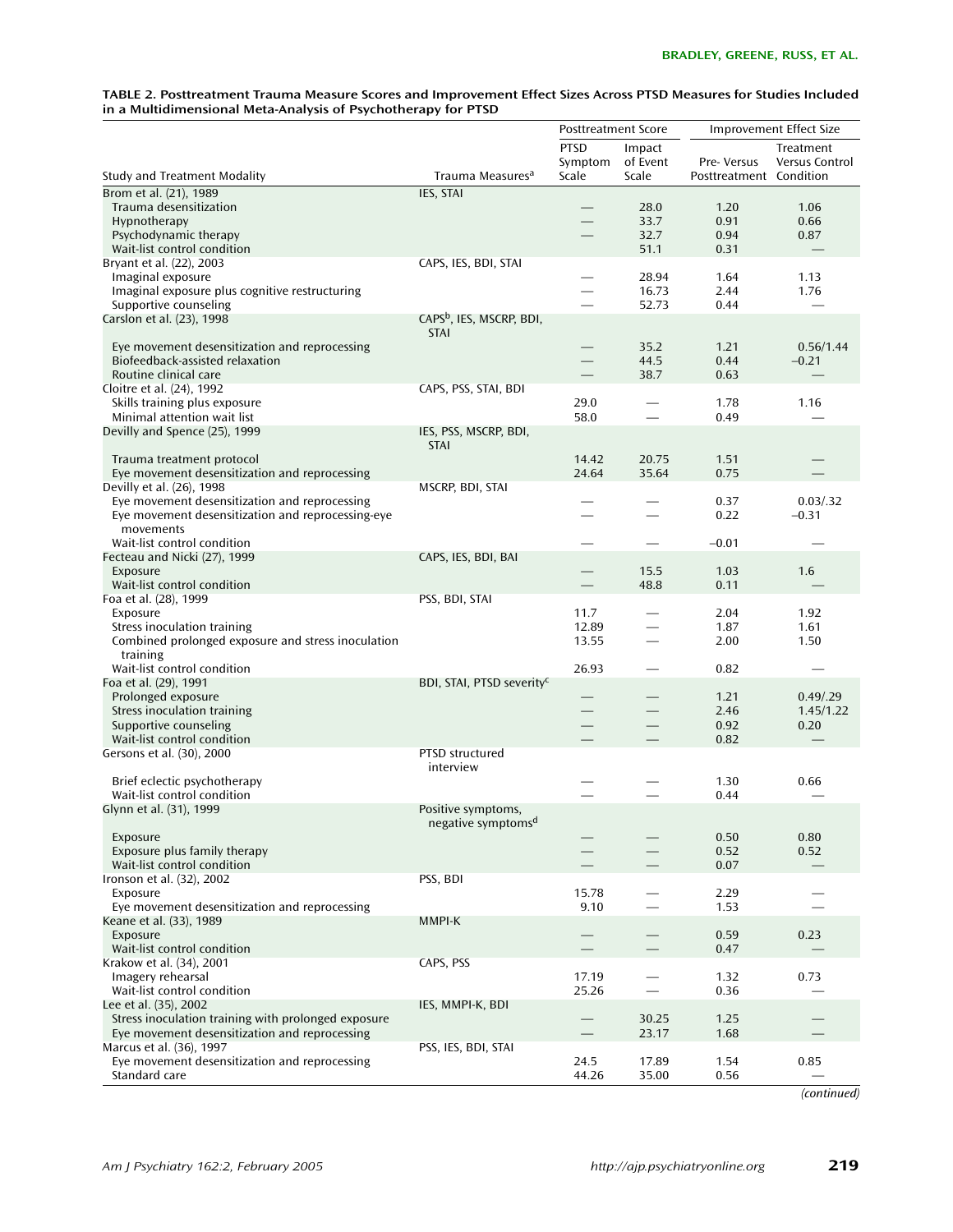**TABLE 2. Posttreatment Trauma Measure Scores and Improvement Effect Sizes Across PTSD Measures for Studies Included in a Multidimensional Meta-Analysis of Psychotherapy for PTSD**

| Study and Treatment Modality | Trauma Measures[a] | Posttreatment Score: PTSD Symptom Scale | Posttreatment Score: Impact of Event Scale | Improvement Effect Size: Pre- Versus Posttreatment | Improvement Effect Size: Treatment Versus Control Condition |
|---|---|---|---|---|---|
| Brom et al. (21), 1989 | IES, STAI | | | | |
| Trauma desensitization | | — | 28.0 | 1.20 | 1.06 |
| Hypnotherapy | | — | 33.7 | 0.91 | 0.66 |
| Psychodynamic therapy | | — | 32.7 | 0.94 | 0.87 |
| Wait-list control condition | | | 51.1 | 0.31 | — |
| Bryant et al. (22), 2003 | CAPS, IES, BDI, STAI | | | | |
| Imaginal exposure | | — | 28.94 | 1.64 | 1.13 |
| Imaginal exposure plus cognitive restructuring | | — | 16.73 | 2.44 | 1.76 |
| Supportive counseling | | — | 52.73 | 0.44 | — |
| Carslon et al. (23), 1998 | CAPS[b], IES, MSCRP, BDI, STAI | | | | |
| Eye movement desensitization and reprocessing | | — | 35.2 | 1.21 | 0.56/1.44 |
| Biofeedback-assisted relaxation | | — | 44.5 | 0.44 | –0.21 |
| Routine clinical care | | — | 38.7 | 0.63 | — |
| Cloitre et al. (24), 1992 | CAPS, PSS, STAI, BDI | | | | |
| Skills training plus exposure | | 29.0 | — | 1.78 | 1.16 |
| Minimal attention wait list | | 58.0 | — | 0.49 | — |
| Devilly and Spence (25), 1999 | IES, PSS, MSCRP, BDI, STAI | | | | |
| Trauma treatment protocol | | 14.42 | 20.75 | 1.51 | — |
| Eye movement desensitization and reprocessing | | 24.64 | 35.64 | 0.75 | — |
| Devilly et al. (26), 1998 | MSCRP, BDI, STAI | | | | |
| Eye movement desensitization and reprocessing | | — | — | 0.37 | 0.03/.32 |
| Eye movement desensitization and reprocessing-eye movements | | — | — | 0.22 | –0.31 |
| Wait-list control condition | | — | — | –0.01 | — |
| Fecteau and Nicki (27), 1999 | CAPS, IES, BDI, BAI | | | | |
| Exposure | | — | 15.5 | 1.03 | 1.6 |
| Wait-list control condition | | — | 48.8 | 0.11 | — |
| Foa et al. (28), 1999 | PSS, BDI, STAI | | | | |
| Exposure | | 11.7 | — | 2.04 | 1.92 |
| Stress inoculation training | | 12.89 | — | 1.87 | 1.61 |
| Combined prolonged exposure and stress inoculation training | | 13.55 | — | 2.00 | 1.50 |
| Wait-list control condition | | 26.93 | — | 0.82 | — |
| Foa et al. (29), 1991 | BDI, STAI, PTSD severity[c] | | | | |
| Prolonged exposure | | — | — | 1.21 | 0.49/.29 |
| Stress inoculation training | | — | — | 2.46 | 1.45/1.22 |
| Supportive counseling | | — | — | 0.92 | 0.20 |
| Wait-list control condition | | — | — | 0.82 | — |
| Gersons et al. (30), 2000 | PTSD structured interview | | | | |
| Brief eclectic psychotherapy | | — | — | 1.30 | 0.66 |
| Wait-list control condition | | — | — | 0.44 | — |
| Glynn et al. (31), 1999 | Positive symptoms, negative symptoms[d] | | | | |
| Exposure | | — | — | 0.50 | 0.80 |
| Exposure plus family therapy | | — | — | 0.52 | 0.52 |
| Wait-list control condition | | — | — | 0.07 | — |
| Ironson et al. (32), 2002 | PSS, BDI | | | | |
| Exposure | | 15.78 | — | 2.29 | — |
| Eye movement desensitization and reprocessing | | 9.10 | — | 1.53 | — |
| Keane et al. (33), 1989 | MMPI-K | | | | |
| Exposure | | — | — | 0.59 | 0.23 |
| Wait-list control condition | | — | — | 0.47 | — |
| Krakow et al. (34), 2001 | CAPS, PSS | | | | |
| Imagery rehearsal | | 17.19 | — | 1.32 | 0.73 |
| Wait-list control condition | | 25.26 | — | 0.36 | — |
| Lee et al. (35), 2002 | IES, MMPI-K, BDI | | | | |
| Stress inoculation training with prolonged exposure | | — | 30.25 | 1.25 | — |
| Eye movement desensitization and reprocessing | | — | 23.17 | 1.68 | — |
| Marcus et al. (36), 1997 | PSS, IES, BDI, STAI | | | | |
| Eye movement desensitization and reprocessing | | 24.5 | 17.89 | 1.54 | 0.85 |
| Standard care | | 44.26 | 35.00 | 0.56 | — |

*(continued)*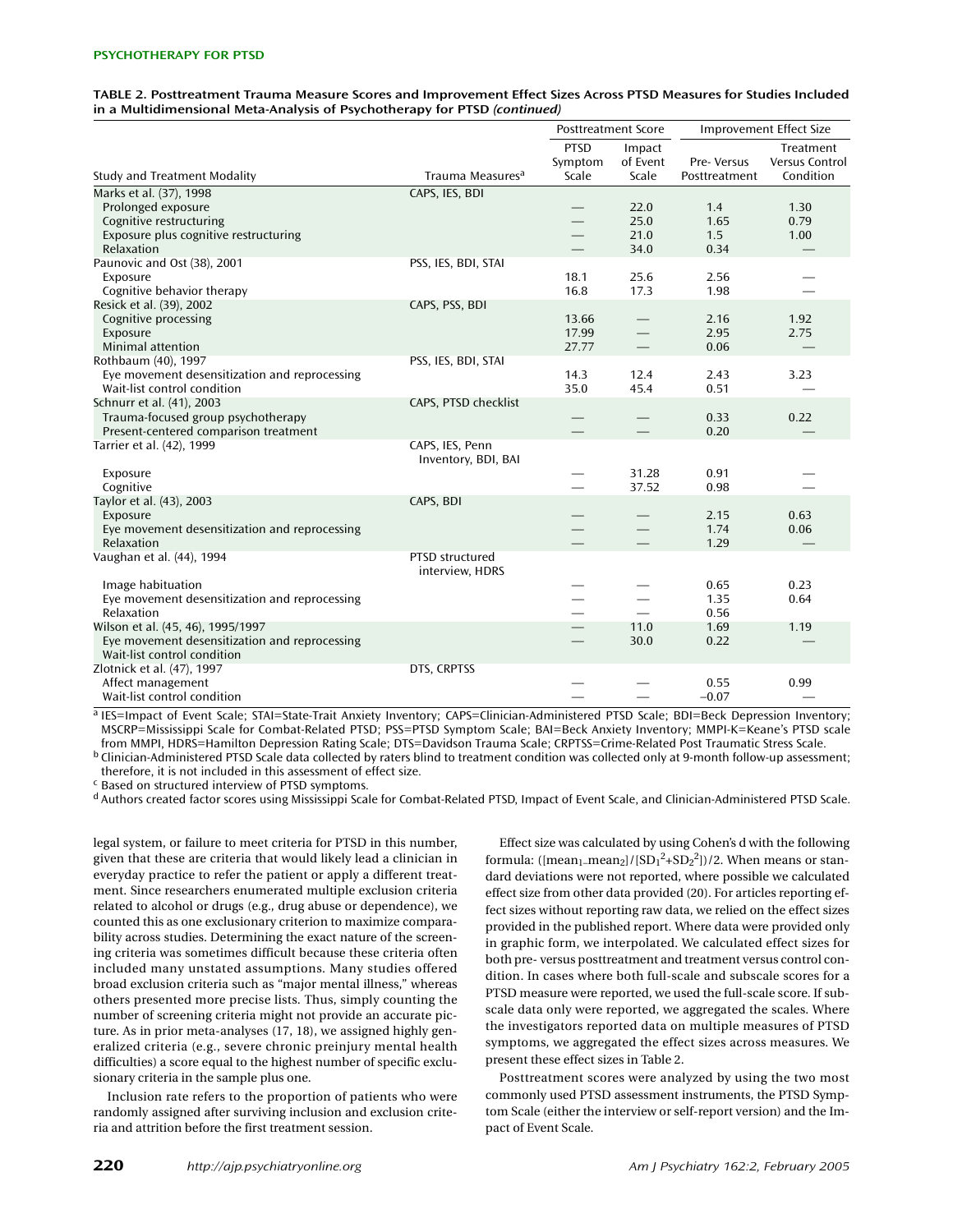**TABLE 2. Posttreatment Trauma Measure Scores and Improvement Effect Sizes Across PTSD Measures for Studies Included in a Multidimensional Meta-Analysis of Psychotherapy for PTSD *(continued)***

| Study and Treatment Modality | Trauma Measures[a] | Posttreatment Score: PTSD Symptom Scale | Posttreatment Score: Impact of Event Scale | Improvement Effect Size: Pre- Versus Posttreatment | Improvement Effect Size: Treatment Versus Control Condition |
|---|---|---|---|---|---|
| Marks et al. (37), 1998 | CAPS, IES, BDI | | | | |
| Prolonged exposure | | — | 22.0 | 1.4 | 1.30 |
| Cognitive restructuring | | — | 25.0 | 1.65 | 0.79 |
| Exposure plus cognitive restructuring | | — | 21.0 | 1.5 | 1.00 |
| Relaxation | | — | 34.0 | 0.34 | — |
| Paunovic and Ost (38), 2001 | PSS, IES, BDI, STAI | | | | |
| Exposure | | 18.1 | 25.6 | 2.56 | — |
| Cognitive behavior therapy | | 16.8 | 17.3 | 1.98 | — |
| Resick et al. (39), 2002 | CAPS, PSS, BDI | | | | |
| Cognitive processing | | 13.66 | — | 2.16 | 1.92 |
| Exposure | | 17.99 | — | 2.95 | 2.75 |
| Minimal attention | | 27.77 | — | 0.06 | — |
| Rothbaum (40), 1997 | PSS, IES, BDI, STAI | | | | |
| Eye movement desensitization and reprocessing | | 14.3 | 12.4 | 2.43 | 3.23 |
| Wait-list control condition | | 35.0 | 45.4 | 0.51 | — |
| Schnurr et al. (41), 2003 | CAPS, PTSD checklist | | | | |
| Trauma-focused group psychotherapy | | — | — | 0.33 | 0.22 |
| Present-centered comparison treatment | | — | — | 0.20 | — |
| Tarrier et al. (42), 1999 | CAPS, IES, Penn Inventory, BDI, BAI | | | | |
| Exposure | | — | 31.28 | 0.91 | — |
| Cognitive | | — | 37.52 | 0.98 | — |
| Taylor et al. (43), 2003 | CAPS, BDI | | | | |
| Exposure | | — | — | 2.15 | 0.63 |
| Eye movement desensitization and reprocessing | | — | — | 1.74 | 0.06 |
| Relaxation | | — | — | 1.29 | — |
| Vaughan et al. (44), 1994 | PTSD structured interview, HDRS | | | | |
| Image habituation | | — | — | 0.65 | 0.23 |
| Eye movement desensitization and reprocessing | | — | — | 1.35 | 0.64 |
| Relaxation | | — | — | 0.56 | |
| Wilson et al. (45, 46), 1995/1997 | | — | 11.0 | 1.69 | 1.19 |
| Eye movement desensitization and reprocessing | | — | 30.0 | 0.22 | — |
| Wait-list control condition | | | | | |
| Zlotnick et al. (47), 1997 | DTS, CRPTSS | | | | |
| Affect management | | — | — | 0.55 | 0.99 |
| Wait-list control condition | | — | — | –0.07 | — |

[a] IES=Impact of Event Scale; STAI=State-Trait Anxiety Inventory; CAPS=Clinician-Administered PTSD Scale; BDI=Beck Depression Inventory; MSCRP=Mississippi Scale for Combat-Related PTSD; PSS=PTSD Symptom Scale; BAI=Beck Anxiety Inventory; MMPI-K=Keane's PTSD scale from MMPI, HDRS=Hamilton Depression Rating Scale; DTS=Davidson Trauma Scale; CRPTSS=Crime-Related Post Traumatic Stress Scale.
[b] Clinician-Administered PTSD Scale data collected by raters blind to treatment condition was collected only at 9-month follow-up assessment; therefore, it is not included in this assessment of effect size.
[c] Based on structured interview of PTSD symptoms.
[d] Authors created factor scores using Mississippi Scale for Combat-Related PTSD, Impact of Event Scale, and Clinician-Administered PTSD Scale.

legal system, or failure to meet criteria for PTSD in this number, given that these are criteria that would likely lead a clinician in everyday practice to refer the patient or apply a different treatment. Since researchers enumerated multiple exclusion criteria related to alcohol or drugs (e.g., drug abuse or dependence), we counted this as one exclusionary criterion to maximize comparability across studies. Determining the exact nature of the screening criteria was sometimes difficult because these criteria often included many unstated assumptions. Many studies offered broad exclusion criteria such as "major mental illness," whereas others presented more precise lists. Thus, simply counting the number of screening criteria might not provide an accurate picture. As in prior meta-analyses (17, 18), we assigned highly generalized criteria (e.g., severe chronic preinjury mental health difficulties) a score equal to the highest number of specific exclusionary criteria in the sample plus one.

Inclusion rate refers to the proportion of patients who were randomly assigned after surviving inclusion and exclusion criteria and attrition before the first treatment session.

Effect size was calculated by using Cohen's d with the following formula: $([\text{mean}_1\text{–mean}_2]/[SD_1^2+SD_2^2])/2$. When means or standard deviations were not reported, where possible we calculated effect size from other data provided (20). For articles reporting effect sizes without reporting raw data, we relied on the effect sizes provided in the published report. Where data were provided only in graphic form, we interpolated. We calculated effect sizes for both pre- versus posttreatment and treatment versus control condition. In cases where both full-scale and subscale scores for a PTSD measure were reported, we used the full-scale score. If subscale data only were reported, we aggregated the scales. Where the investigators reported data on multiple measures of PTSD symptoms, we aggregated the effect sizes across measures. We present these effect sizes in Table 2.

Posttreatment scores were analyzed by using the two most commonly used PTSD assessment instruments, the PTSD Symptom Scale (either the interview or self-report version) and the Impact of Event Scale.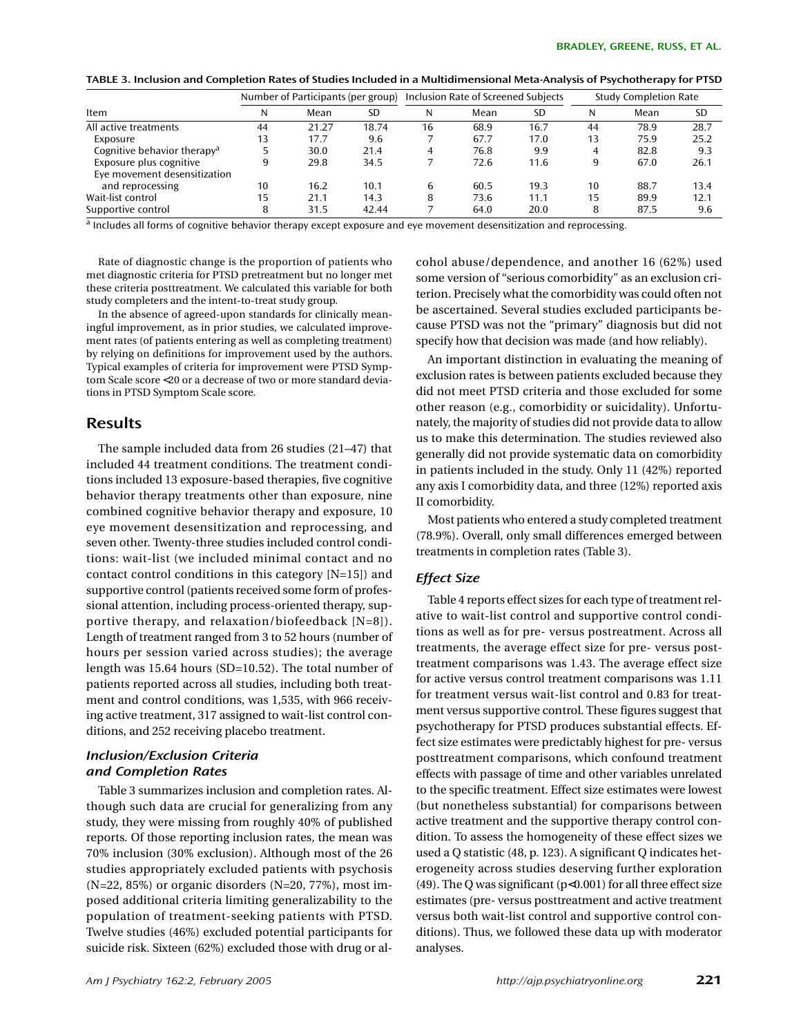TABLE 3. Inclusion and Completion Rates of Studies Included in a Multidimensional Meta-Analysis of Psychotherapy for PTSD

| Item | Number of Participants (per group) | | | Inclusion Rate of Screened Subjects | | | Study Completion Rate | | |
|---|---|---|---|---|---|---|---|---|---|
| | N | Mean | SD | N | Mean | SD | N | Mean | SD |
| All active treatments | 44 | 21.27 | 18.74 | 16 | 68.9 | 16.7 | 44 | 78.9 | 28.7 |
| Exposure | 13 | 17.7 | 9.6 | 7 | 67.7 | 17.0 | 13 | 75.9 | 25.2 |
| Cognitive behavior therapy[a] | 5 | 30.0 | 21.4 | 4 | 76.8 | 9.9 | 4 | 82.8 | 9.3 |
| Exposure plus cognitive | 9 | 29.8 | 34.5 | 7 | 72.6 | 11.6 | 9 | 67.0 | 26.1 |
| Eye movement desensitization and reprocessing | 10 | 16.2 | 10.1 | 6 | 60.5 | 19.3 | 10 | 88.7 | 13.4 |
| Wait-list control | 15 | 21.1 | 14.3 | 8 | 73.6 | 11.1 | 15 | 89.9 | 12.1 |
| Supportive control | 8 | 31.5 | 42.44 | 7 | 64.0 | 20.0 | 8 | 87.5 | 9.6 |

[a] Includes all forms of cognitive behavior therapy except exposure and eye movement desensitization and reprocessing.

Rate of diagnostic change is the proportion of patients who met diagnostic criteria for PTSD pretreatment but no longer met these criteria posttreatment. We calculated this variable for both study completers and the intent-to-treat study group.

In the absence of agreed-upon standards for clinically meaningful improvement, as in prior studies, we calculated improvement rates (of patients entering as well as completing treatment) by relying on definitions for improvement used by the authors. Typical examples of criteria for improvement were PTSD Symptom Scale score <20 or a decrease of two or more standard deviations in PTSD Symptom Scale score.

## Results

The sample included data from 26 studies (21–47) that included 44 treatment conditions. The treatment conditions included 13 exposure-based therapies, five cognitive behavior therapy treatments other than exposure, nine combined cognitive behavior therapy and exposure, 10 eye movement desensitization and reprocessing, and seven other. Twenty-three studies included control conditions: wait-list (we included minimal contact and no contact control conditions in this category [N=15]) and supportive control (patients received some form of professional attention, including process-oriented therapy, supportive therapy, and relaxation/biofeedback [N=8]). Length of treatment ranged from 3 to 52 hours (number of hours per session varied across studies); the average length was 15.64 hours (SD=10.52). The total number of patients reported across all studies, including both treatment and control conditions, was 1,535, with 966 receiving active treatment, 317 assigned to wait-list control conditions, and 252 receiving placebo treatment.

### *Inclusion/Exclusion Criteria and Completion Rates*

Table 3 summarizes inclusion and completion rates. Although such data are crucial for generalizing from any study, they were missing from roughly 40% of published reports. Of those reporting inclusion rates, the mean was 70% inclusion (30% exclusion). Although most of the 26 studies appropriately excluded patients with psychosis (N=22, 85%) or organic disorders (N=20, 77%), most imposed additional criteria limiting generalizability to the population of treatment-seeking patients with PTSD. Twelve studies (46%) excluded potential participants for suicide risk. Sixteen (62%) excluded those with drug or alcohol abuse/dependence, and another 16 (62%) used some version of "serious comorbidity" as an exclusion criterion. Precisely what the comorbidity was could often not be ascertained. Several studies excluded participants because PTSD was not the "primary" diagnosis but did not specify how that decision was made (and how reliably).

An important distinction in evaluating the meaning of exclusion rates is between patients excluded because they did not meet PTSD criteria and those excluded for some other reason (e.g., comorbidity or suicidality). Unfortunately, the majority of studies did not provide data to allow us to make this determination. The studies reviewed also generally did not provide systematic data on comorbidity in patients included in the study. Only 11 (42%) reported any axis I comorbidity data, and three (12%) reported axis II comorbidity.

Most patients who entered a study completed treatment (78.9%). Overall, only small differences emerged between treatments in completion rates (Table 3).

### *Effect Size*

Table 4 reports effect sizes for each type of treatment relative to wait-list control and supportive control conditions as well as for pre- versus postreatment. Across all treatments, the average effect size for pre- versus posttreatment comparisons was 1.43. The average effect size for active versus control treatment comparisons was 1.11 for treatment versus wait-list control and 0.83 for treatment versus supportive control. These figures suggest that psychotherapy for PTSD produces substantial effects. Effect size estimates were predictably highest for pre- versus posttreatment comparisons, which confound treatment effects with passage of time and other variables unrelated to the specific treatment. Effect size estimates were lowest (but nonetheless substantial) for comparisons between active treatment and the supportive therapy control condition. To assess the homogeneity of these effect sizes we used a Q statistic (48, p. 123). A significant Q indicates heterogeneity across studies deserving further exploration (49). The Q was significant ($p<0.001$) for all three effect size estimates (pre- versus posttreatment and active treatment versus both wait-list control and supportive control conditions). Thus, we followed these data up with moderator analyses.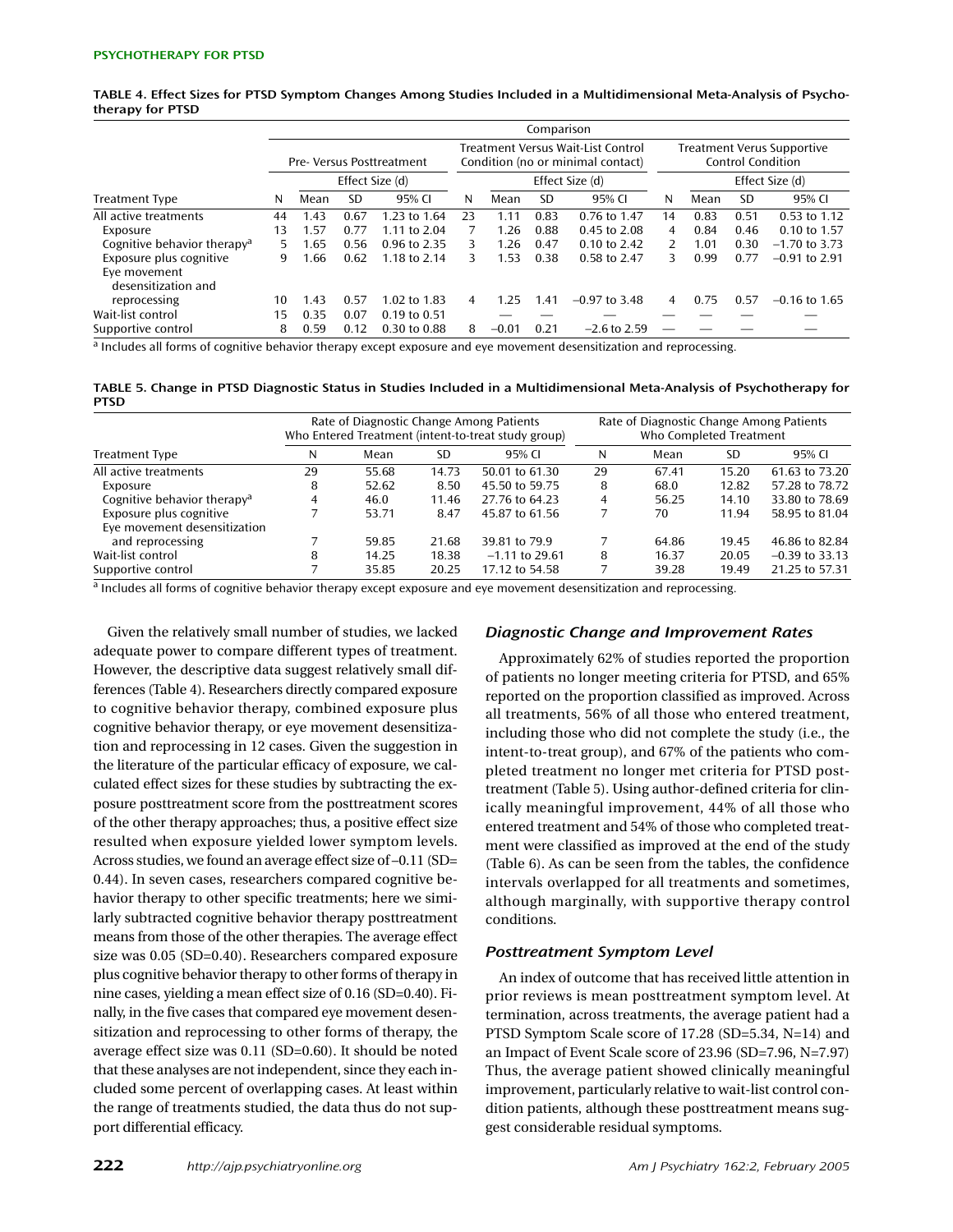TABLE 4. Effect Sizes for PTSD Symptom Changes Among Studies Included in a Multidimensional Meta-Analysis of Psychotherapy for PTSD

| | Comparison | | | | | | | | | | | |
|---|---|---|---|---|---|---|---|---|---|---|---|---|
| | Pre- Versus Posttreatment | | | | Treatment Versus Wait-List Control Condition (no or minimal contact) | | | | Treatment Versus Supportive Control Condition | | | |
| | | Effect Size (d) | | | | Effect Size (d) | | | | Effect Size (d) | | |
| Treatment Type | N | Mean | SD | 95% CI | N | Mean | SD | 95% CI | N | Mean | SD | 95% CI |
| All active treatments | 44 | 1.43 | 0.67 | 1.23 to 1.64 | 23 | 1.11 | 0.83 | 0.76 to 1.47 | 14 | 0.83 | 0.51 | 0.53 to 1.12 |
| Exposure | 13 | 1.57 | 0.77 | 1.11 to 2.04 | 7 | 1.26 | 0.88 | 0.45 to 2.08 | 4 | 0.84 | 0.46 | 0.10 to 1.57 |
| Cognitive behavior therapy[a] | 5 | 1.65 | 0.56 | 0.96 to 2.35 | 3 | 1.26 | 0.47 | 0.10 to 2.42 | 2 | 1.01 | 0.30 | –1.70 to 3.73 |
| Exposure plus cognitive | 9 | 1.66 | 0.62 | 1.18 to 2.14 | 3 | 1.53 | 0.38 | 0.58 to 2.47 | 3 | 0.99 | 0.77 | –0.91 to 2.91 |
| Eye movement desensitization and reprocessing | 10 | 1.43 | 0.57 | 1.02 to 1.83 | 4 | 1.25 | 1.41 | –0.97 to 3.48 | 4 | 0.75 | 0.57 | –0.16 to 1.65 |
| Wait-list control | 15 | 0.35 | 0.07 | 0.19 to 0.51 | — | — | — | — | — | — | — | — |
| Supportive control | 8 | 0.59 | 0.12 | 0.30 to 0.88 | 8 | –0.01 | 0.21 | –2.6 to 2.59 | — | — | — | — |

[a] Includes all forms of cognitive behavior therapy except exposure and eye movement desensitization and reprocessing.

TABLE 5. Change in PTSD Diagnostic Status in Studies Included in a Multidimensional Meta-Analysis of Psychotherapy for PTSD

| | Rate of Diagnostic Change Among Patients Who Entered Treatment (intent-to-treat study group) | | | | Rate of Diagnostic Change Among Patients Who Completed Treatment | | | |
|---|---|---|---|---|---|---|---|---|
| Treatment Type | N | Mean | SD | 95% CI | N | Mean | SD | 95% CI |
| All active treatments | 29 | 55.68 | 14.73 | 50.01 to 61.30 | 29 | 67.41 | 15.20 | 61.63 to 73.20 |
| Exposure | 8 | 52.62 | 8.50 | 45.50 to 59.75 | 8 | 68.0 | 12.82 | 57.28 to 78.72 |
| Cognitive behavior therapy[a] | 4 | 46.0 | 11.46 | 27.76 to 64.23 | 4 | 56.25 | 14.10 | 33.80 to 78.69 |
| Exposure plus cognitive | 7 | 53.71 | 8.47 | 45.87 to 61.56 | 7 | 70 | 11.94 | 58.95 to 81.04 |
| Eye movement desensitization and reprocessing | 7 | 59.85 | 21.68 | 39.81 to 79.9 | 7 | 64.86 | 19.45 | 46.86 to 82.84 |
| Wait-list control | 8 | 14.25 | 18.38 | –1.11 to 29.61 | 8 | 16.37 | 20.05 | –0.39 to 33.13 |
| Supportive control | 7 | 35.85 | 20.25 | 17.12 to 54.58 | 7 | 39.28 | 19.49 | 21.25 to 57.31 |

[a] Includes all forms of cognitive behavior therapy except exposure and eye movement desensitization and reprocessing.

Given the relatively small number of studies, we lacked adequate power to compare different types of treatment. However, the descriptive data suggest relatively small differences (Table 4). Researchers directly compared exposure to cognitive behavior therapy, combined exposure plus cognitive behavior therapy, or eye movement desensitization and reprocessing in 12 cases. Given the suggestion in the literature of the particular efficacy of exposure, we calculated effect sizes for these studies by subtracting the exposure posttreatment score from the posttreatment scores of the other therapy approaches; thus, a positive effect size resulted when exposure yielded lower symptom levels. Across studies, we found an average effect size of –0.11 (SD=0.44). In seven cases, researchers compared cognitive behavior therapy to other specific treatments; here we similarly subtracted cognitive behavior therapy posttreatment means from those of the other therapies. The average effect size was 0.05 (SD=0.40). Researchers compared exposure plus cognitive behavior therapy to other forms of therapy in nine cases, yielding a mean effect size of 0.16 (SD=0.40). Finally, in the five cases that compared eye movement desensitization and reprocessing to other forms of therapy, the average effect size was 0.11 (SD=0.60). It should be noted that these analyses are not independent, since they each included some percent of overlapping cases. At least within the range of treatments studied, the data thus do not support differential efficacy.

### Diagnostic Change and Improvement Rates

Approximately 62% of studies reported the proportion of patients no longer meeting criteria for PTSD, and 65% reported on the proportion classified as improved. Across all treatments, 56% of all those who entered treatment, including those who did not complete the study (i.e., the intent-to-treat group), and 67% of the patients who completed treatment no longer met criteria for PTSD posttreatment (Table 5). Using author-defined criteria for clinically meaningful improvement, 44% of all those who entered treatment and 54% of those who completed treatment were classified as improved at the end of the study (Table 6). As can be seen from the tables, the confidence intervals overlapped for all treatments and sometimes, although marginally, with supportive therapy control conditions.

### Posttreatment Symptom Level

An index of outcome that has received little attention in prior reviews is mean posttreatment symptom level. At termination, across treatments, the average patient had a PTSD Symptom Scale score of 17.28 (SD=5.34, N=14) and an Impact of Event Scale score of 23.96 (SD=7.96, N=7.97) Thus, the average patient showed clinically meaningful improvement, particularly relative to wait-list control condition patients, although these posttreatment means suggest considerable residual symptoms.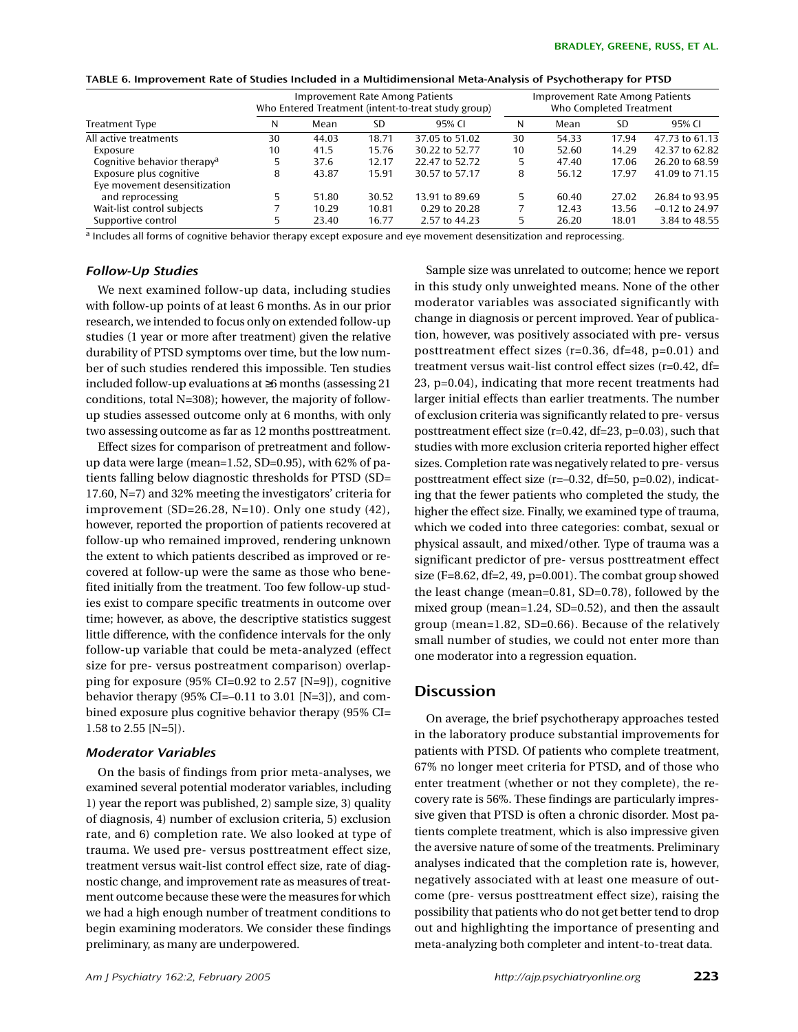TABLE 6. Improvement Rate of Studies Included in a Multidimensional Meta-Analysis of Psychotherapy for PTSD

| Treatment Type | Improvement Rate Among Patients Who Entered Treatment (intent-to-treat study group) | | | | Improvement Rate Among Patients Who Completed Treatment | | | |
|---|---|---|---|---|---|---|---|---|
| | N | Mean | SD | 95% CI | N | Mean | SD | 95% CI |
| All active treatments | 30 | 44.03 | 18.71 | 37.05 to 51.02 | 30 | 54.33 | 17.94 | 47.73 to 61.13 |
| Exposure | 10 | 41.5 | 15.76 | 30.22 to 52.77 | 10 | 52.60 | 14.29 | 42.37 to 62.82 |
| Cognitive behavior therapy[a] | 5 | 37.6 | 12.17 | 22.47 to 52.72 | 5 | 47.40 | 17.06 | 26.20 to 68.59 |
| Exposure plus cognitive | 8 | 43.87 | 15.91 | 30.57 to 57.17 | 8 | 56.12 | 17.97 | 41.09 to 71.15 |
| Eye movement desensitization and reprocessing | 5 | 51.80 | 30.52 | 13.91 to 89.69 | 5 | 60.40 | 27.02 | 26.84 to 93.95 |
| Wait-list control subjects | 7 | 10.29 | 10.81 | 0.29 to 20.28 | 7 | 12.43 | 13.56 | –0.12 to 24.97 |
| Supportive control | 5 | 23.40 | 16.77 | 2.57 to 44.23 | 5 | 26.20 | 18.01 | 3.84 to 48.55 |

[a] Includes all forms of cognitive behavior therapy except exposure and eye movement desensitization and reprocessing.

### *Follow-Up Studies*

We next examined follow-up data, including studies with follow-up points of at least 6 months. As in our prior research, we intended to focus only on extended follow-up studies (1 year or more after treatment) given the relative durability of PTSD symptoms over time, but the low number of such studies rendered this impossible. Ten studies included follow-up evaluations at ≥6 months (assessing 21 conditions, total N=308); however, the majority of follow-up studies assessed outcome only at 6 months, with only two assessing outcome as far as 12 months posttreatment.

Effect sizes for comparison of pretreatment and follow-up data were large (mean=1.52, SD=0.95), with 62% of patients falling below diagnostic thresholds for PTSD (SD=17.60, N=7) and 32% meeting the investigators' criteria for improvement (SD=26.28, N=10). Only one study (42), however, reported the proportion of patients recovered at follow-up who remained improved, rendering unknown the extent to which patients described as improved or recovered at follow-up were the same as those who benefited initially from the treatment. Too few follow-up studies exist to compare specific treatments in outcome over time; however, as above, the descriptive statistics suggest little difference, with the confidence intervals for the only follow-up variable that could be meta-analyzed (effect size for pre- versus postreatment comparison) overlapping for exposure (95% CI=0.92 to 2.57 [N=9]), cognitive behavior therapy (95% CI=–0.11 to 3.01 [N=3]), and combined exposure plus cognitive behavior therapy (95% CI=1.58 to 2.55 [N=5]).

### *Moderator Variables*

On the basis of findings from prior meta-analyses, we examined several potential moderator variables, including 1) year the report was published, 2) sample size, 3) quality of diagnosis, 4) number of exclusion criteria, 5) exclusion rate, and 6) completion rate. We also looked at type of trauma. We used pre- versus posttreatment effect size, treatment versus wait-list control effect size, rate of diagnostic change, and improvement rate as measures of treatment outcome because these were the measures for which we had a high enough number of treatment conditions to begin examining moderators. We consider these findings preliminary, as many are underpowered.

Sample size was unrelated to outcome; hence we report in this study only unweighted means. None of the other moderator variables was associated significantly with change in diagnosis or percent improved. Year of publication, however, was positively associated with pre- versus posttreatment effect sizes (r=0.36, df=48, p=0.01) and treatment versus wait-list control effect sizes (r=0.42, df=23, p=0.04), indicating that more recent treatments had larger initial effects than earlier treatments. The number of exclusion criteria was significantly related to pre- versus posttreatment effect size (r=0.42, df=23, p=0.03), such that studies with more exclusion criteria reported higher effect sizes. Completion rate was negatively related to pre- versus posttreatment effect size (r=–0.32, df=50, p=0.02), indicating that the fewer patients who completed the study, the higher the effect size. Finally, we examined type of trauma, which we coded into three categories: combat, sexual or physical assault, and mixed/other. Type of trauma was a significant predictor of pre- versus posttreatment effect size (F=8.62, df=2, 49, p=0.001). The combat group showed the least change (mean=0.81, SD=0.78), followed by the mixed group (mean=1.24, SD=0.52), and then the assault group (mean=1.82, SD=0.66). Because of the relatively small number of studies, we could not enter more than one moderator into a regression equation.

## Discussion

On average, the brief psychotherapy approaches tested in the laboratory produce substantial improvements for patients with PTSD. Of patients who complete treatment, 67% no longer meet criteria for PTSD, and of those who enter treatment (whether or not they complete), the recovery rate is 56%. These findings are particularly impressive given that PTSD is often a chronic disorder. Most patients complete treatment, which is also impressive given the aversive nature of some of the treatments. Preliminary analyses indicated that the completion rate is, however, negatively associated with at least one measure of outcome (pre- versus posttreatment effect size), raising the possibility that patients who do not get better tend to drop out and highlighting the importance of presenting and meta-analyzing both completer and intent-to-treat data.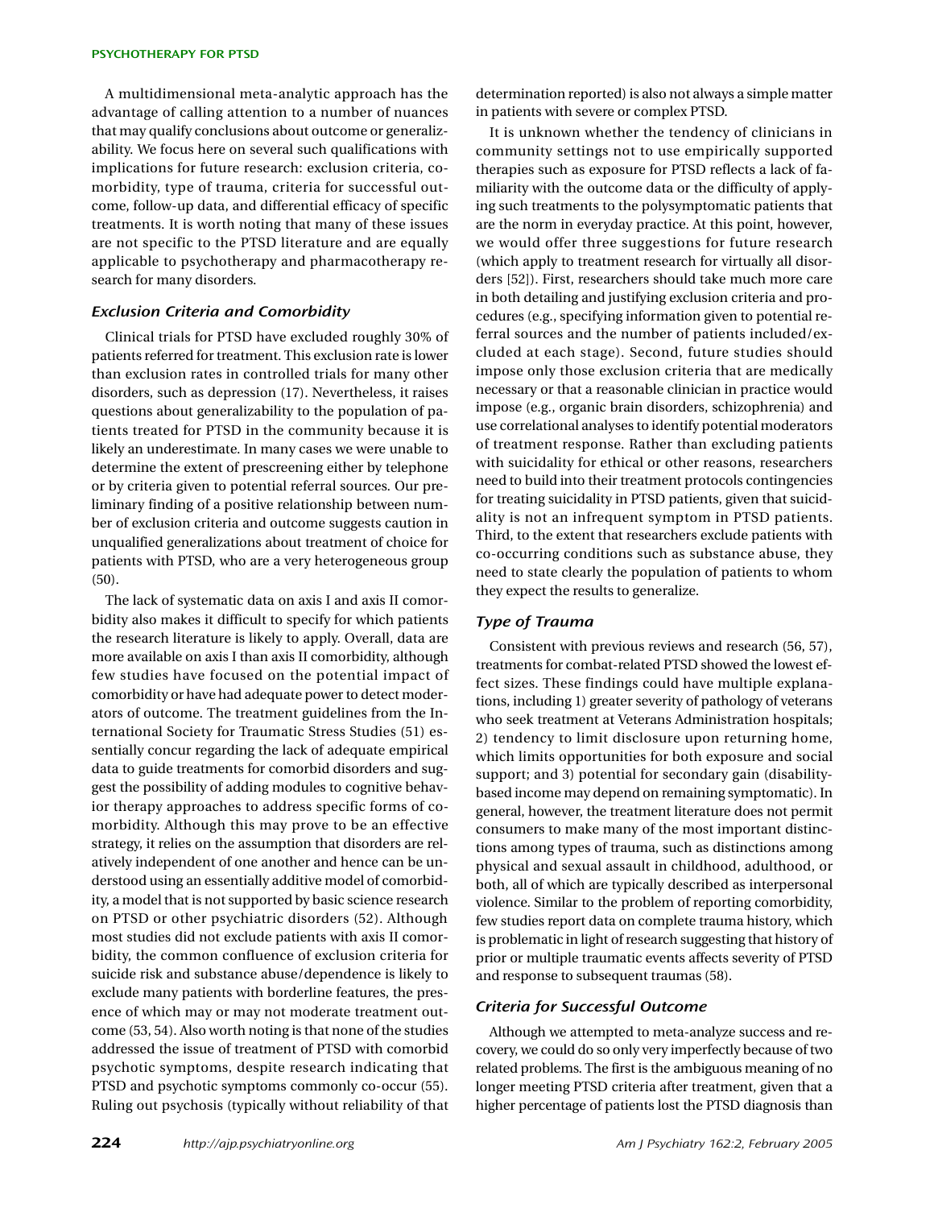A multidimensional meta-analytic approach has the advantage of calling attention to a number of nuances that may qualify conclusions about outcome or generalizability. We focus here on several such qualifications with implications for future research: exclusion criteria, comorbidity, type of trauma, criteria for successful outcome, follow-up data, and differential efficacy of specific treatments. It is worth noting that many of these issues are not specific to the PTSD literature and are equally applicable to psychotherapy and pharmacotherapy research for many disorders.

### *Exclusion Criteria and Comorbidity*

Clinical trials for PTSD have excluded roughly 30% of patients referred for treatment. This exclusion rate is lower than exclusion rates in controlled trials for many other disorders, such as depression (17). Nevertheless, it raises questions about generalizability to the population of patients treated for PTSD in the community because it is likely an underestimate. In many cases we were unable to determine the extent of prescreening either by telephone or by criteria given to potential referral sources. Our preliminary finding of a positive relationship between number of exclusion criteria and outcome suggests caution in unqualified generalizations about treatment of choice for patients with PTSD, who are a very heterogeneous group (50).

The lack of systematic data on axis I and axis II comorbidity also makes it difficult to specify for which patients the research literature is likely to apply. Overall, data are more available on axis I than axis II comorbidity, although few studies have focused on the potential impact of comorbidity or have had adequate power to detect moderators of outcome. The treatment guidelines from the International Society for Traumatic Stress Studies (51) essentially concur regarding the lack of adequate empirical data to guide treatments for comorbid disorders and suggest the possibility of adding modules to cognitive behavior therapy approaches to address specific forms of comorbidity. Although this may prove to be an effective strategy, it relies on the assumption that disorders are relatively independent of one another and hence can be understood using an essentially additive model of comorbidity, a model that is not supported by basic science research on PTSD or other psychiatric disorders (52). Although most studies did not exclude patients with axis II comorbidity, the common confluence of exclusion criteria for suicide risk and substance abuse/dependence is likely to exclude many patients with borderline features, the presence of which may or may not moderate treatment outcome (53, 54). Also worth noting is that none of the studies addressed the issue of treatment of PTSD with comorbid psychotic symptoms, despite research indicating that PTSD and psychotic symptoms commonly co-occur (55). Ruling out psychosis (typically without reliability of that determination reported) is also not always a simple matter in patients with severe or complex PTSD.

It is unknown whether the tendency of clinicians in community settings not to use empirically supported therapies such as exposure for PTSD reflects a lack of familiarity with the outcome data or the difficulty of applying such treatments to the polysymptomatic patients that are the norm in everyday practice. At this point, however, we would offer three suggestions for future research (which apply to treatment research for virtually all disorders [52]). First, researchers should take much more care in both detailing and justifying exclusion criteria and procedures (e.g., specifying information given to potential referral sources and the number of patients included/excluded at each stage). Second, future studies should impose only those exclusion criteria that are medically necessary or that a reasonable clinician in practice would impose (e.g., organic brain disorders, schizophrenia) and use correlational analyses to identify potential moderators of treatment response. Rather than excluding patients with suicidality for ethical or other reasons, researchers need to build into their treatment protocols contingencies for treating suicidality in PTSD patients, given that suicidality is not an infrequent symptom in PTSD patients. Third, to the extent that researchers exclude patients with co-occurring conditions such as substance abuse, they need to state clearly the population of patients to whom they expect the results to generalize.

### *Type of Trauma*

Consistent with previous reviews and research (56, 57), treatments for combat-related PTSD showed the lowest effect sizes. These findings could have multiple explanations, including 1) greater severity of pathology of veterans who seek treatment at Veterans Administration hospitals; 2) tendency to limit disclosure upon returning home, which limits opportunities for both exposure and social support; and 3) potential for secondary gain (disability-based income may depend on remaining symptomatic). In general, however, the treatment literature does not permit consumers to make many of the most important distinctions among types of trauma, such as distinctions among physical and sexual assault in childhood, adulthood, or both, all of which are typically described as interpersonal violence. Similar to the problem of reporting comorbidity, few studies report data on complete trauma history, which is problematic in light of research suggesting that history of prior or multiple traumatic events affects severity of PTSD and response to subsequent traumas (58).

### *Criteria for Successful Outcome*

Although we attempted to meta-analyze success and recovery, we could do so only very imperfectly because of two related problems. The first is the ambiguous meaning of no longer meeting PTSD criteria after treatment, given that a higher percentage of patients lost the PTSD diagnosis than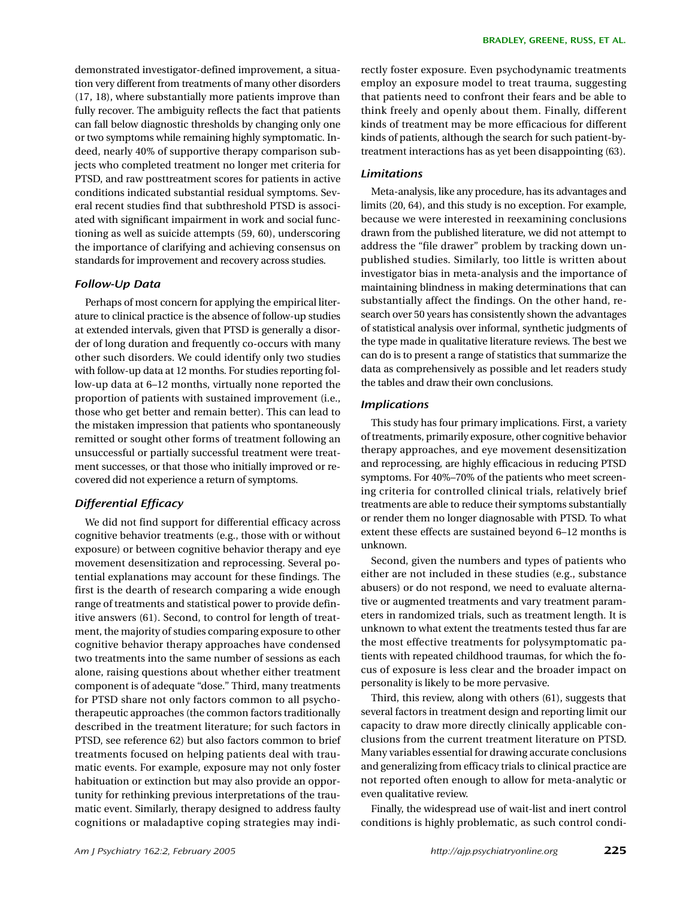demonstrated investigator-defined improvement, a situation very different from treatments of many other disorders (17, 18), where substantially more patients improve than fully recover. The ambiguity reflects the fact that patients can fall below diagnostic thresholds by changing only one or two symptoms while remaining highly symptomatic. Indeed, nearly 40% of supportive therapy comparison subjects who completed treatment no longer met criteria for PTSD, and raw posttreatment scores for patients in active conditions indicated substantial residual symptoms. Several recent studies find that subthreshold PTSD is associated with significant impairment in work and social functioning as well as suicide attempts (59, 60), underscoring the importance of clarifying and achieving consensus on standards for improvement and recovery across studies.

### *Follow-Up Data*

Perhaps of most concern for applying the empirical literature to clinical practice is the absence of follow-up studies at extended intervals, given that PTSD is generally a disorder of long duration and frequently co-occurs with many other such disorders. We could identify only two studies with follow-up data at 12 months. For studies reporting follow-up data at 6–12 months, virtually none reported the proportion of patients with sustained improvement (i.e., those who get better and remain better). This can lead to the mistaken impression that patients who spontaneously remitted or sought other forms of treatment following an unsuccessful or partially successful treatment were treatment successes, or that those who initially improved or recovered did not experience a return of symptoms.

### *Differential Efficacy*

We did not find support for differential efficacy across cognitive behavior treatments (e.g., those with or without exposure) or between cognitive behavior therapy and eye movement desensitization and reprocessing. Several potential explanations may account for these findings. The first is the dearth of research comparing a wide enough range of treatments and statistical power to provide definitive answers (61). Second, to control for length of treatment, the majority of studies comparing exposure to other cognitive behavior therapy approaches have condensed two treatments into the same number of sessions as each alone, raising questions about whether either treatment component is of adequate "dose." Third, many treatments for PTSD share not only factors common to all psychotherapeutic approaches (the common factors traditionally described in the treatment literature; for such factors in PTSD, see reference 62) but also factors common to brief treatments focused on helping patients deal with traumatic events. For example, exposure may not only foster habituation or extinction but may also provide an opportunity for rethinking previous interpretations of the traumatic event. Similarly, therapy designed to address faulty cognitions or maladaptive coping strategies may indirectly foster exposure. Even psychodynamic treatments employ an exposure model to treat trauma, suggesting that patients need to confront their fears and be able to think freely and openly about them. Finally, different kinds of treatment may be more efficacious for different kinds of patients, although the search for such patient-by-treatment interactions has as yet been disappointing (63).

### *Limitations*

Meta-analysis, like any procedure, has its advantages and limits (20, 64), and this study is no exception. For example, because we were interested in reexamining conclusions drawn from the published literature, we did not attempt to address the "file drawer" problem by tracking down unpublished studies. Similarly, too little is written about investigator bias in meta-analysis and the importance of maintaining blindness in making determinations that can substantially affect the findings. On the other hand, research over 50 years has consistently shown the advantages of statistical analysis over informal, synthetic judgments of the type made in qualitative literature reviews. The best we can do is to present a range of statistics that summarize the data as comprehensively as possible and let readers study the tables and draw their own conclusions.

### *Implications*

This study has four primary implications. First, a variety of treatments, primarily exposure, other cognitive behavior therapy approaches, and eye movement desensitization and reprocessing, are highly efficacious in reducing PTSD symptoms. For 40%–70% of the patients who meet screening criteria for controlled clinical trials, relatively brief treatments are able to reduce their symptoms substantially or render them no longer diagnosable with PTSD. To what extent these effects are sustained beyond 6–12 months is unknown.

Second, given the numbers and types of patients who either are not included in these studies (e.g., substance abusers) or do not respond, we need to evaluate alternative or augmented treatments and vary treatment parameters in randomized trials, such as treatment length. It is unknown to what extent the treatments tested thus far are the most effective treatments for polysymptomatic patients with repeated childhood traumas, for which the focus of exposure is less clear and the broader impact on personality is likely to be more pervasive.

Third, this review, along with others (61), suggests that several factors in treatment design and reporting limit our capacity to draw more directly clinically applicable conclusions from the current treatment literature on PTSD. Many variables essential for drawing accurate conclusions and generalizing from efficacy trials to clinical practice are not reported often enough to allow for meta-analytic or even qualitative review.

Finally, the widespread use of wait-list and inert control conditions is highly problematic, as such control condi-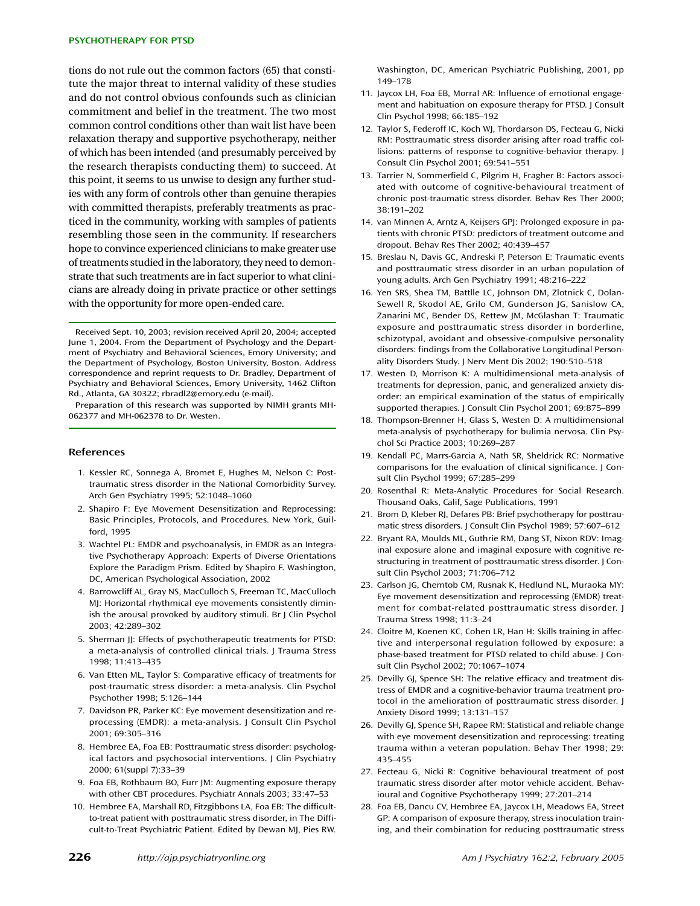tions do not rule out the common factors (65) that constitute the major threat to internal validity of these studies and do not control obvious confounds such as clinician commitment and belief in the treatment. The two most common control conditions other than wait list have been relaxation therapy and supportive psychotherapy, neither of which has been intended (and presumably perceived by the research therapists conducting them) to succeed. At this point, it seems to us unwise to design any further studies with any form of controls other than genuine therapies with committed therapists, preferably treatments as practiced in the community, working with samples of patients resembling those seen in the community. If researchers hope to convince experienced clinicians to make greater use of treatments studied in the laboratory, they need to demonstrate that such treatments are in fact superior to what clinicians are already doing in private practice or other settings with the opportunity for more open-ended care.

Received Sept. 10, 2003; revision received April 20, 2004; accepted June 1, 2004. From the Department of Psychology and the Department of Psychiatry and Behavioral Sciences, Emory University; and the Department of Psychology, Boston University, Boston. Address correspondence and reprint requests to Dr. Bradley, Department of Psychiatry and Behavioral Sciences, Emory University, 1462 Clifton Rd., Atlanta, GA 30322; rbradl2@emory.edu (e-mail).

Preparation of this research was supported by NIMH grants MH-062377 and MH-062378 to Dr. Westen.

## References

1. Kessler RC, Sonnega A, Bromet E, Hughes M, Nelson C: Posttraumatic stress disorder in the National Comorbidity Survey. Arch Gen Psychiatry 1995; 52:1048–1060
2. Shapiro F: Eye Movement Desensitization and Reprocessing: Basic Principles, Protocols, and Procedures. New York, Guilford, 1995
3. Wachtel PL: EMDR and psychoanalysis, in EMDR as an Integrative Psychotherapy Approach: Experts of Diverse Orientations Explore the Paradigm Prism. Edited by Shapiro F. Washington, DC, American Psychological Association, 2002
4. Barrowcliff AL, Gray NS, MacCulloch S, Freeman TC, MacCulloch MJ: Horizontal rhythmical eye movements consistently diminish the arousal provoked by auditory stimuli. Br J Clin Psychol 2003; 42:289–302
5. Sherman JJ: Effects of psychotherapeutic treatments for PTSD: a meta-analysis of controlled clinical trials. J Trauma Stress 1998; 11:413–435
6. Van Etten ML, Taylor S: Comparative efficacy of treatments for post-traumatic stress disorder: a meta-analysis. Clin Psychol Psychother 1998; 5:126–144
7. Davidson PR, Parker KC: Eye movement desensitization and reprocessing (EMDR): a meta-analysis. J Consult Clin Psychol 2001; 69:305–316
8. Hembree EA, Foa EB: Posttraumatic stress disorder: psychological factors and psychosocial interventions. J Clin Psychiatry 2000; 61(suppl 7):33–39
9. Foa EB, Rothbaum BO, Furr JM: Augmenting exposure therapy with other CBT procedures. Psychiatr Annals 2003; 33:47–53
10. Hembree EA, Marshall RD, Fitzgibbons LA, Foa EB: The difficult-to-treat patient with posttraumatic stress disorder, in The Difficult-to-Treat Psychiatric Patient. Edited by Dewan MJ, Pies RW. Washington, DC, American Psychiatric Publishing, 2001, pp 149–178
11. Jaycox LH, Foa EB, Morral AR: Influence of emotional engagement and habituation on exposure therapy for PTSD. J Consult Clin Psychol 1998; 66:185–192
12. Taylor S, Federoff IC, Koch WJ, Thordarson DS, Fecteau G, Nicki RM: Posttraumatic stress disorder arising after road traffic collisions: patterns of response to cognitive-behavior therapy. J Consult Clin Psychol 2001; 69:541–551
13. Tarrier N, Sommerfield C, Pilgrim H, Fragher B: Factors associated with outcome of cognitive-behavioural treatment of chronic post-traumatic stress disorder. Behav Res Ther 2000; 38:191–202
14. van Minnen A, Arntz A, Keijsers GPJ: Prolonged exposure in patients with chronic PTSD: predictors of treatment outcome and dropout. Behav Res Ther 2002; 40:439–457
15. Breslau N, Davis GC, Andreski P, Peterson E: Traumatic events and posttraumatic stress disorder in an urban population of young adults. Arch Gen Psychiatry 1991; 48:216–222
16. Yen SRS, Shea TM, Battle LC, Johnson DM, Zlotnick C, Dolan-Sewell R, Skodol AE, Grilo CM, Gunderson JG, Sanislow CA, Zanarini MC, Bender DS, Rettew JM, McGlashan T: Traumatic exposure and posttraumatic stress disorder in borderline, schizotypal, avoidant and obsessive-compulsive personality disorders: findings from the Collaborative Longitudinal Personality Disorders Study. J Nerv Ment Dis 2002; 190:510–518
17. Westen D, Morrison K: A multidimensional meta-analysis of treatments for depression, panic, and generalized anxiety disorder: an empirical examination of the status of empirically supported therapies. J Consult Clin Psychol 2001; 69:875–899
18. Thompson-Brenner H, Glass S, Westen D: A multidimensional meta-analysis of psychotherapy for bulimia nervosa. Clin Psychol Sci Practice 2003; 10:269–287
19. Kendall PC, Marrs-Garcia A, Nath SR, Sheldrick RC: Normative comparisons for the evaluation of clinical significance. J Consult Clin Psychol 1999; 67:285–299
20. Rosenthal R: Meta-Analytic Procedures for Social Research. Thousand Oaks, Calif, Sage Publications, 1991
21. Brom D, Kleber RJ, Defares PB: Brief psychotherapy for posttraumatic stress disorders. J Consult Clin Psychol 1989; 57:607–612
22. Bryant RA, Moulds ML, Guthrie RM, Dang ST, Nixon RDV: Imaginal exposure alone and imaginal exposure with cognitive restructuring in treatment of posttraumatic stress disorder. J Consult Clin Psychol 2003; 71:706–712
23. Carlson JG, Chemtob CM, Rusnak K, Hedlund NL, Muraoka MY: Eye movement desensitization and reprocessing (EMDR) treatment for combat-related posttraumatic stress disorder. J Trauma Stress 1998; 11:3–24
24. Cloitre M, Koenen KC, Cohen LR, Han H: Skills training in affective and interpersonal regulation followed by exposure: a phase-based treatment for PTSD related to child abuse. J Consult Clin Psychol 2002; 70:1067–1074
25. Devilly GJ, Spence SH: The relative efficacy and treatment distress of EMDR and a cognitive-behavior trauma treatment protocol in the amelioration of posttraumatic stress disorder. J Anxiety Disord 1999; 13:131–157
26. Devilly GJ, Spence SH, Rapee RM: Statistical and reliable change with eye movement desensitization and reprocessing: treating trauma within a veteran population. Behav Ther 1998; 29: 435–455
27. Fecteau G, Nicki R: Cognitive behavioural treatment of post traumatic stress disorder after motor vehicle accident. Behavioural and Cognitive Psychotherapy 1999; 27:201–214
28. Foa EB, Dancu CV, Hembree EA, Jaycox LH, Meadows EA, Street GP: A comparison of exposure therapy, stress inoculation training, and their combination for reducing posttraumatic stress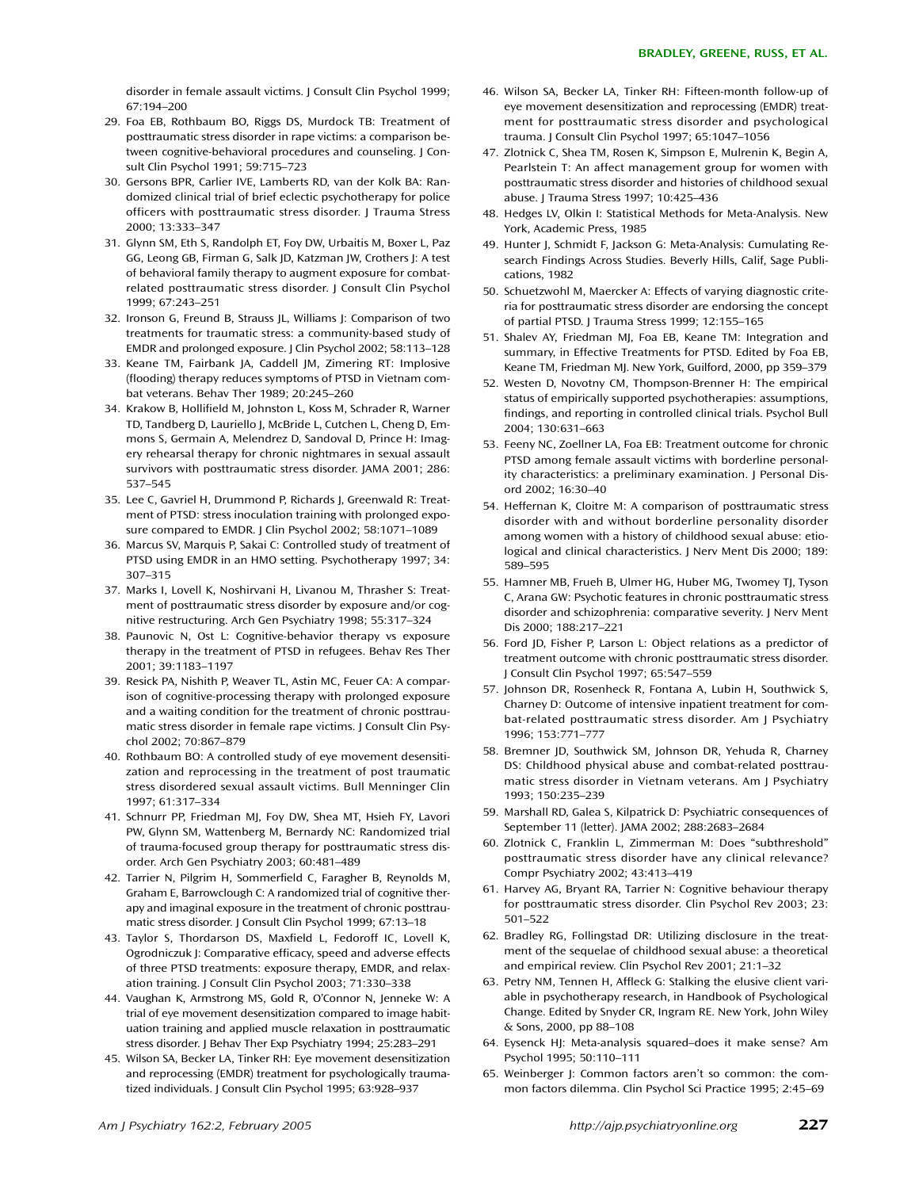disorder in female assault victims. J Consult Clin Psychol 1999; 67:194–200

29. Foa EB, Rothbaum BO, Riggs DS, Murdock TB: Treatment of posttraumatic stress disorder in rape victims: a comparison between cognitive-behavioral procedures and counseling. J Consult Clin Psychol 1991; 59:715–723
30. Gersons BPR, Carlier IVE, Lamberts RD, van der Kolk BA: Randomized clinical trial of brief eclectic psychotherapy for police officers with posttraumatic stress disorder. J Trauma Stress 2000; 13:333–347
31. Glynn SM, Eth S, Randolph ET, Foy DW, Urbaitis M, Boxer L, Paz GG, Leong GB, Firman G, Salk JD, Katzman JW, Crothers J: A test of behavioral family therapy to augment exposure for combat-related posttraumatic stress disorder. J Consult Clin Psychol 1999; 67:243–251
32. Ironson G, Freund B, Strauss JL, Williams J: Comparison of two treatments for traumatic stress: a community-based study of EMDR and prolonged exposure. J Clin Psychol 2002; 58:113–128
33. Keane TM, Fairbank JA, Caddell JM, Zimering RT: Implosive (flooding) therapy reduces symptoms of PTSD in Vietnam combat veterans. Behav Ther 1989; 20:245–260
34. Krakow B, Hollifield M, Johnston L, Koss M, Schrader R, Warner TD, Tandberg D, Lauriello J, McBride L, Cutchen L, Cheng D, Emmons S, Germain A, Melendrez D, Sandoval D, Prince H: Imagery rehearsal therapy for chronic nightmares in sexual assault survivors with posttraumatic stress disorder. JAMA 2001; 286:537–545
35. Lee C, Gavriel H, Drummond P, Richards J, Greenwald R: Treatment of PTSD: stress inoculation training with prolonged exposure compared to EMDR. J Clin Psychol 2002; 58:1071–1089
36. Marcus SV, Marquis P, Sakai C: Controlled study of treatment of PTSD using EMDR in an HMO setting. Psychotherapy 1997; 34:307–315
37. Marks I, Lovell K, Noshirvani H, Livanou M, Thrasher S: Treatment of posttraumatic stress disorder by exposure and/or cognitive restructuring. Arch Gen Psychiatry 1998; 55:317–324
38. Paunovic N, Ost L: Cognitive-behavior therapy vs exposure therapy in the treatment of PTSD in refugees. Behav Res Ther 2001; 39:1183–1197
39. Resick PA, Nishith P, Weaver TL, Astin MC, Feuer CA: A comparison of cognitive-processing therapy with prolonged exposure and a waiting condition for the treatment of chronic posttraumatic stress disorder in female rape victims. J Consult Clin Psychol 2002; 70:867–879
40. Rothbaum BO: A controlled study of eye movement desensitization and reprocessing in the treatment of post traumatic stress disordered sexual assault victims. Bull Menninger Clin 1997; 61:317–334
41. Schnurr PP, Friedman MJ, Foy DW, Shea MT, Hsieh FY, Lavori PW, Glynn SM, Wattenberg M, Bernardy NC: Randomized trial of trauma-focused group therapy for posttraumatic stress disorder. Arch Gen Psychiatry 2003; 60:481–489
42. Tarrier N, Pilgrim H, Sommerfield C, Faragher B, Reynolds M, Graham E, Barrowclough C: A randomized trial of cognitive therapy and imaginal exposure in the treatment of chronic posttraumatic stress disorder. J Consult Clin Psychol 1999; 67:13–18
43. Taylor S, Thordarson DS, Maxfield L, Fedoroff IC, Lovell K, Ogrodniczuk J: Comparative efficacy, speed and adverse effects of three PTSD treatments: exposure therapy, EMDR, and relaxation training. J Consult Clin Psychol 2003; 71:330–338
44. Vaughan K, Armstrong MS, Gold R, O'Connor N, Jenneke W: A trial of eye movement desensitization compared to image habituation training and applied muscle relaxation in posttraumatic stress disorder. J Behav Ther Exp Psychiatry 1994; 25:283–291
45. Wilson SA, Becker LA, Tinker RH: Eye movement desensitization and reprocessing (EMDR) treatment for psychologically traumatized individuals. J Consult Clin Psychol 1995; 63:928–937
46. Wilson SA, Becker LA, Tinker RH: Fifteen-month follow-up of eye movement desensitization and reprocessing (EMDR) treatment for posttraumatic stress disorder and psychological trauma. J Consult Clin Psychol 1997; 65:1047–1056
47. Zlotnick C, Shea TM, Rosen K, Simpson E, Mulrenin K, Begin A, Pearlstein T: An affect management group for women with posttraumatic stress disorder and histories of childhood sexual abuse. J Trauma Stress 1997; 10:425–436
48. Hedges LV, Olkin I: Statistical Methods for Meta-Analysis. New York, Academic Press, 1985
49. Hunter J, Schmidt F, Jackson G: Meta-Analysis: Cumulating Research Findings Across Studies. Beverly Hills, Calif, Sage Publications, 1982
50. Schuetzwohl M, Maercker A: Effects of varying diagnostic criteria for posttraumatic stress disorder are endorsing the concept of partial PTSD. J Trauma Stress 1999; 12:155–165
51. Shalev AY, Friedman MJ, Foa EB, Keane TM: Integration and summary, in Effective Treatments for PTSD. Edited by Foa EB, Keane TM, Friedman MJ. New York, Guilford, 2000, pp 359–379
52. Westen D, Novotny CM, Thompson-Brenner H: The empirical status of empirically supported psychotherapies: assumptions, findings, and reporting in controlled clinical trials. Psychol Bull 2004; 130:631–663
53. Feeny NC, Zoellner LA, Foa EB: Treatment outcome for chronic PTSD among female assault victims with borderline personality characteristics: a preliminary examination. J Personal Disord 2002; 16:30–40
54. Heffernan K, Cloitre M: A comparison of posttraumatic stress disorder with and without borderline personality disorder among women with a history of childhood sexual abuse: etiological and clinical characteristics. J Nerv Ment Dis 2000; 189:589–595
55. Hamner MB, Frueh B, Ulmer HG, Huber MG, Twomey TJ, Tyson C, Arana GW: Psychotic features in chronic posttraumatic stress disorder and schizophrenia: comparative severity. J Nerv Ment Dis 2000; 188:217–221
56. Ford JD, Fisher P, Larson L: Object relations as a predictor of treatment outcome with chronic posttraumatic stress disorder. J Consult Clin Psychol 1997; 65:547–559
57. Johnson DR, Rosenheck R, Fontana A, Lubin H, Southwick S, Charney D: Outcome of intensive inpatient treatment for combat-related posttraumatic stress disorder. Am J Psychiatry 1996; 153:771–777
58. Bremner JD, Southwick SM, Johnson DR, Yehuda R, Charney DS: Childhood physical abuse and combat-related posttraumatic stress disorder in Vietnam veterans. Am J Psychiatry 1993; 150:235–239
59. Marshall RD, Galea S, Kilpatrick D: Psychiatric consequences of September 11 (letter). JAMA 2002; 288:2683–2684
60. Zlotnick C, Franklin L, Zimmerman M: Does "subthreshold" posttraumatic stress disorder have any clinical relevance? Compr Psychiatry 2002; 43:413–419
61. Harvey AG, Bryant RA, Tarrier N: Cognitive behaviour therapy for posttraumatic stress disorder. Clin Psychol Rev 2003; 23:501–522
62. Bradley RG, Follingstad DR: Utilizing disclosure in the treatment of the sequelae of childhood sexual abuse: a theoretical and empirical review. Clin Psychol Rev 2001; 21:1–32
63. Petry NM, Tennen H, Affleck G: Stalking the elusive client variable in psychotherapy research, in Handbook of Psychological Change. Edited by Snyder CR, Ingram RE. New York, John Wiley & Sons, 2000, pp 88–108
64. Eysenck HJ: Meta-analysis squared–does it make sense? Am Psychol 1995; 50:110–111
65. Weinberger J: Common factors aren't so common: the common factors dilemma. Clin Psychol Sci Practice 1995; 2:45–69